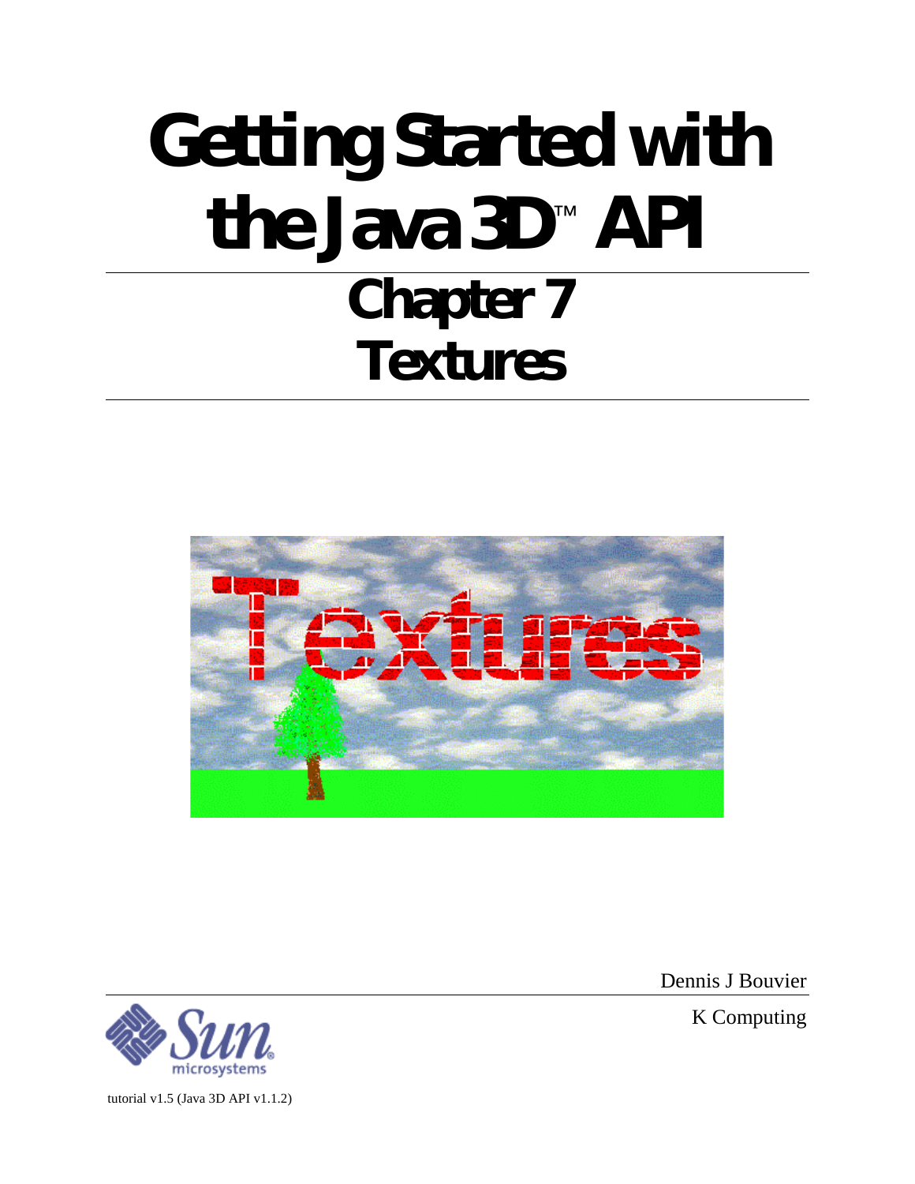# Getting Started with the Java 3D™ API

## Chapter 7
## Textures

Dennis J Bouvier

K Computing

tutorial v1.5 (Java 3D API v1.1.2)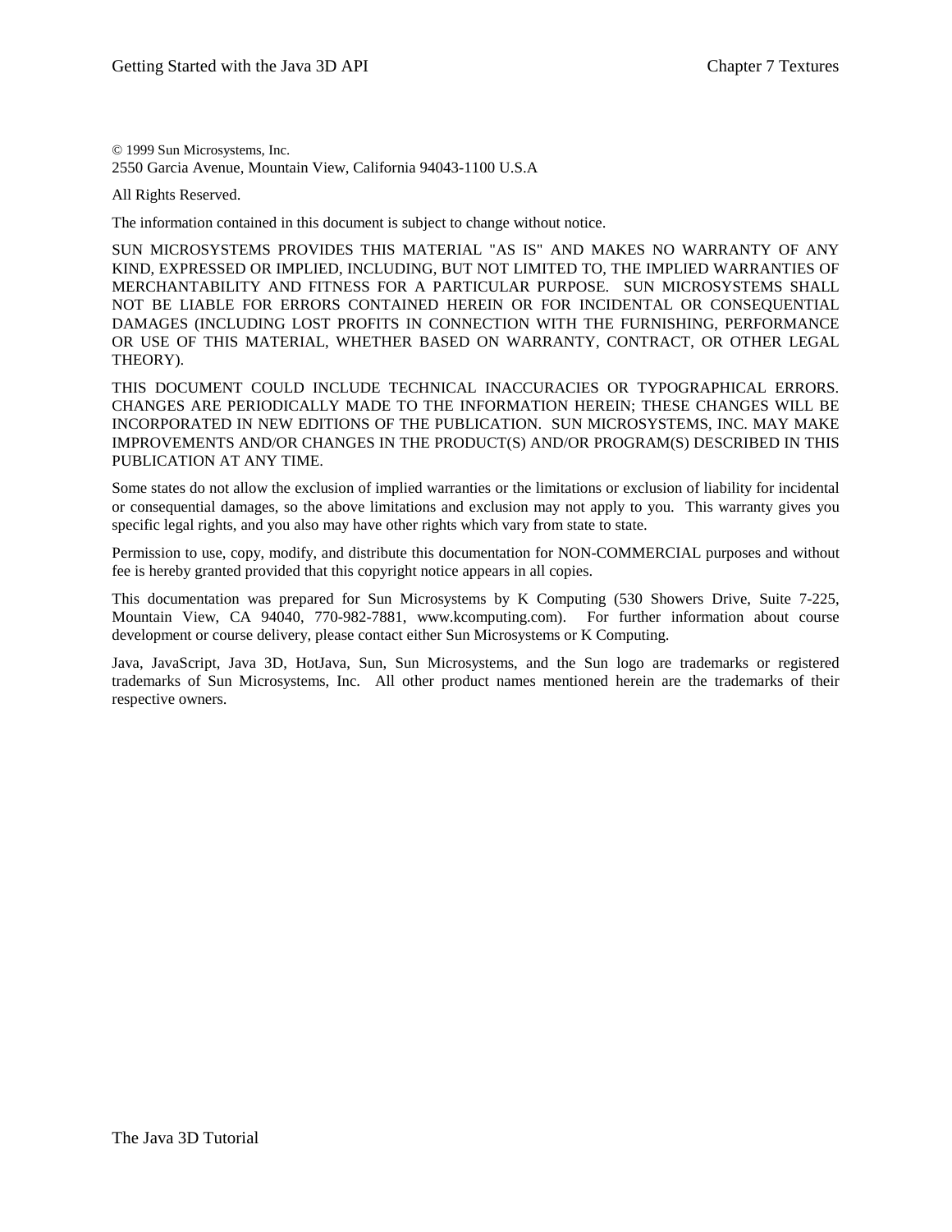© 1999 Sun Microsystems, Inc.
2550 Garcia Avenue, Mountain View, California 94043-1100 U.S.A

All Rights Reserved.

The information contained in this document is subject to change without notice.

SUN MICROSYSTEMS PROVIDES THIS MATERIAL "AS IS" AND MAKES NO WARRANTY OF ANY KIND, EXPRESSED OR IMPLIED, INCLUDING, BUT NOT LIMITED TO, THE IMPLIED WARRANTIES OF MERCHANTABILITY AND FITNESS FOR A PARTICULAR PURPOSE. SUN MICROSYSTEMS SHALL NOT BE LIABLE FOR ERRORS CONTAINED HEREIN OR FOR INCIDENTAL OR CONSEQUENTIAL DAMAGES (INCLUDING LOST PROFITS IN CONNECTION WITH THE FURNISHING, PERFORMANCE OR USE OF THIS MATERIAL, WHETHER BASED ON WARRANTY, CONTRACT, OR OTHER LEGAL THEORY).

THIS DOCUMENT COULD INCLUDE TECHNICAL INACCURACIES OR TYPOGRAPHICAL ERRORS. CHANGES ARE PERIODICALLY MADE TO THE INFORMATION HEREIN; THESE CHANGES WILL BE INCORPORATED IN NEW EDITIONS OF THE PUBLICATION. SUN MICROSYSTEMS, INC. MAY MAKE IMPROVEMENTS AND/OR CHANGES IN THE PRODUCT(S) AND/OR PROGRAM(S) DESCRIBED IN THIS PUBLICATION AT ANY TIME.

Some states do not allow the exclusion of implied warranties or the limitations or exclusion of liability for incidental or consequential damages, so the above limitations and exclusion may not apply to you. This warranty gives you specific legal rights, and you also may have other rights which vary from state to state.

Permission to use, copy, modify, and distribute this documentation for NON-COMMERCIAL purposes and without fee is hereby granted provided that this copyright notice appears in all copies.

This documentation was prepared for Sun Microsystems by K Computing (530 Showers Drive, Suite 7-225, Mountain View, CA 94040, 770-982-7881, www.kcomputing.com). For further information about course development or course delivery, please contact either Sun Microsystems or K Computing.

Java, JavaScript, Java 3D, HotJava, Sun, Sun Microsystems, and the Sun logo are trademarks or registered trademarks of Sun Microsystems, Inc. All other product names mentioned herein are the trademarks of their respective owners.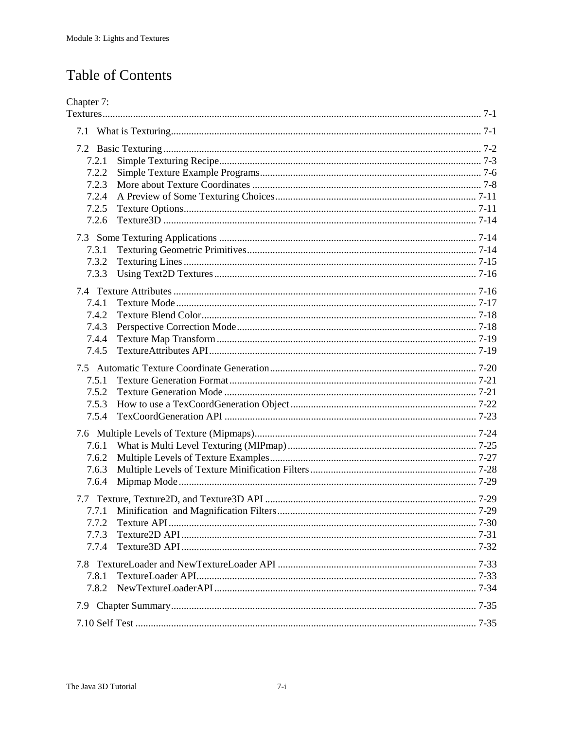# Table of Contents

Chapter 7:
Textures ..................................................................................................................................... 7-1

- 7.1 What is Texturing ............................................................................................................. 7-1
- 7.2 Basic Texturing ................................................................................................................. 7-2
  - 7.2.1 Simple Texturing Recipe ........................................................................................... 7-3
  - 7.2.2 Simple Texture Example Programs .......................................................................... 7-6
  - 7.2.3 More about Texture Coordinates ............................................................................. 7-8
  - 7.2.4 A Preview of Some Texturing Choices ................................................................... 7-11
  - 7.2.5 Texture Options ....................................................................................................... 7-11
  - 7.2.6 Texture3D ............................................................................................................... 7-14
- 7.3 Some Texturing Applications ......................................................................................... 7-14
  - 7.3.1 Texturing Geometric Primitives .............................................................................. 7-14
  - 7.3.2 Texturing Lines ....................................................................................................... 7-15
  - 7.3.3 Using Text2D Textures ........................................................................................... 7-16
- 7.4 Texture Attributes ........................................................................................................... 7-16
  - 7.4.1 Texture Mode .......................................................................................................... 7-17
  - 7.4.2 Texture Blend Color ................................................................................................ 7-18
  - 7.4.3 Perspective Correction Mode .................................................................................. 7-18
  - 7.4.4 Texture Map Transform .......................................................................................... 7-19
  - 7.4.5 TextureAttributes API ............................................................................................. 7-19
- 7.5 Automatic Texture Coordinate Generation ..................................................................... 7-20
  - 7.5.1 Texture Generation Format ..................................................................................... 7-21
  - 7.5.2 Texture Generation Mode ....................................................................................... 7-21
  - 7.5.3 How to use a TexCoordGeneration Object ............................................................. 7-22
  - 7.5.4 TexCoordGeneration API ....................................................................................... 7-23
- 7.6 Multiple Levels of Texture (Mipmaps) ........................................................................... 7-24
  - 7.6.1 What is Multi Level Texturing (MIPmap) .............................................................. 7-25
  - 7.6.2 Multiple Levels of Texture Examples ..................................................................... 7-27
  - 7.6.3 Multiple Levels of Texture Minification Filters ..................................................... 7-28
  - 7.6.4 Mipmap Mode ......................................................................................................... 7-29
- 7.7 Texture, Texture2D, and Texture3D API ....................................................................... 7-29
  - 7.7.1 Minification and Magnification Filters ................................................................... 7-29
  - 7.7.2 Texture API ............................................................................................................. 7-30
  - 7.7.3 Texture2D API ........................................................................................................ 7-31
  - 7.7.4 Texture3D API ........................................................................................................ 7-32
- 7.8 TextureLoader and NewTextureLoader API .................................................................. 7-33
  - 7.8.1 TextureLoader API .................................................................................................. 7-33
  - 7.8.2 NewTextureLoaderAPI ........................................................................................... 7-34
- 7.9 Chapter Summary ............................................................................................................ 7-35
- 7.10 Self Test ........................................................................................................................ 7-35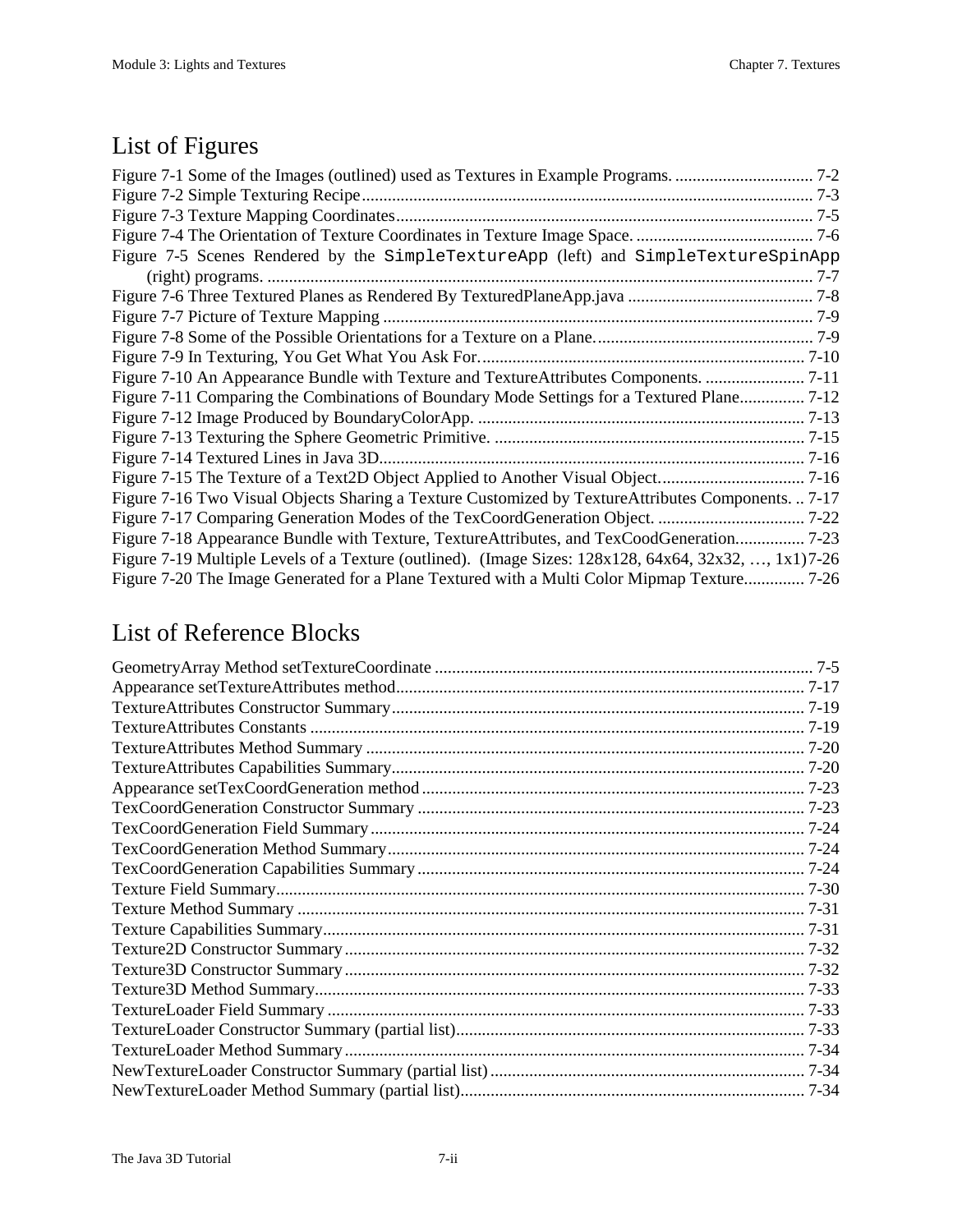## List of Figures

Figure 7-1 Some of the Images (outlined) used as Textures in Example Programs. ................................ 7-2
Figure 7-2 Simple Texturing Recipe........................................................................................................ 7-3
Figure 7-3 Texture Mapping Coordinates................................................................................................ 7-5
Figure 7-4 The Orientation of Texture Coordinates in Texture Image Space. ......................................... 7-6
Figure 7-5 Scenes Rendered by the `SimpleTextureApp` (left) and `SimpleTextureSpinApp` (right) programs. .............................................................................................................................. 7-7
Figure 7-6 Three Textured Planes as Rendered By TexturedPlaneApp.java ........................................... 7-8
Figure 7-7 Picture of Texture Mapping ................................................................................................... 7-9
Figure 7-8 Some of the Possible Orientations for a Texture on a Plane................................................... 7-9
Figure 7-9 In Texturing, You Get What You Ask For............................................................................ 7-10
Figure 7-10 An Appearance Bundle with Texture and TextureAttributes Components. ....................... 7-11
Figure 7-11 Comparing the Combinations of Boundary Mode Settings for a Textured Plane............... 7-12
Figure 7-12 Image Produced by BoundaryColorApp. ............................................................................ 7-13
Figure 7-13 Texturing the Sphere Geometric Primitive. ........................................................................ 7-15
Figure 7-14 Textured Lines in Java 3D.................................................................................................. 7-16
Figure 7-15 The Texture of a Text2D Object Applied to Another Visual Object.................................. 7-16
Figure 7-16 Two Visual Objects Sharing a Texture Customized by TextureAttributes Components. .. 7-17
Figure 7-17 Comparing Generation Modes of the TexCoordGeneration Object. .................................. 7-22
Figure 7-18 Appearance Bundle with Texture, TextureAttributes, and TexCoodGeneration................ 7-23
Figure 7-19 Multiple Levels of a Texture (outlined). (Image Sizes: 128x128, 64x64, 32x32, …, 1x1)7-26
Figure 7-20 The Image Generated for a Plane Textured with a Multi Color Mipmap Texture............. 7-26

## List of Reference Blocks

GeometryArray Method setTextureCoordinate ....................................................................................... 7-5
Appearance setTextureAttributes method.............................................................................................. 7-17
TextureAttributes Constructor Summary............................................................................................... 7-19
TextureAttributes Constants .................................................................................................................. 7-19
TextureAttributes Method Summary ..................................................................................................... 7-20
TextureAttributes Capabilities Summary............................................................................................... 7-20
Appearance setTexCoordGeneration method ........................................................................................ 7-23
TexCoordGeneration Constructor Summary ......................................................................................... 7-23
TexCoordGeneration Field Summary.................................................................................................... 7-24
TexCoordGeneration Method Summary................................................................................................ 7-24
TexCoordGeneration Capabilities Summary ......................................................................................... 7-24
Texture Field Summary.......................................................................................................................... 7-30
Texture Method Summary ..................................................................................................................... 7-31
Texture Capabilities Summary............................................................................................................... 7-31
Texture2D Constructor Summary.......................................................................................................... 7-32
Texture3D Constructor Summary.......................................................................................................... 7-32
Texture3D Method Summary................................................................................................................. 7-33
TextureLoader Field Summary .............................................................................................................. 7-33
TextureLoader Constructor Summary (partial list)................................................................................ 7-33
TextureLoader Method Summary .......................................................................................................... 7-34
NewTextureLoader Constructor Summary (partial list) ........................................................................ 7-34
NewTextureLoader Method Summary (partial list)............................................................................... 7-34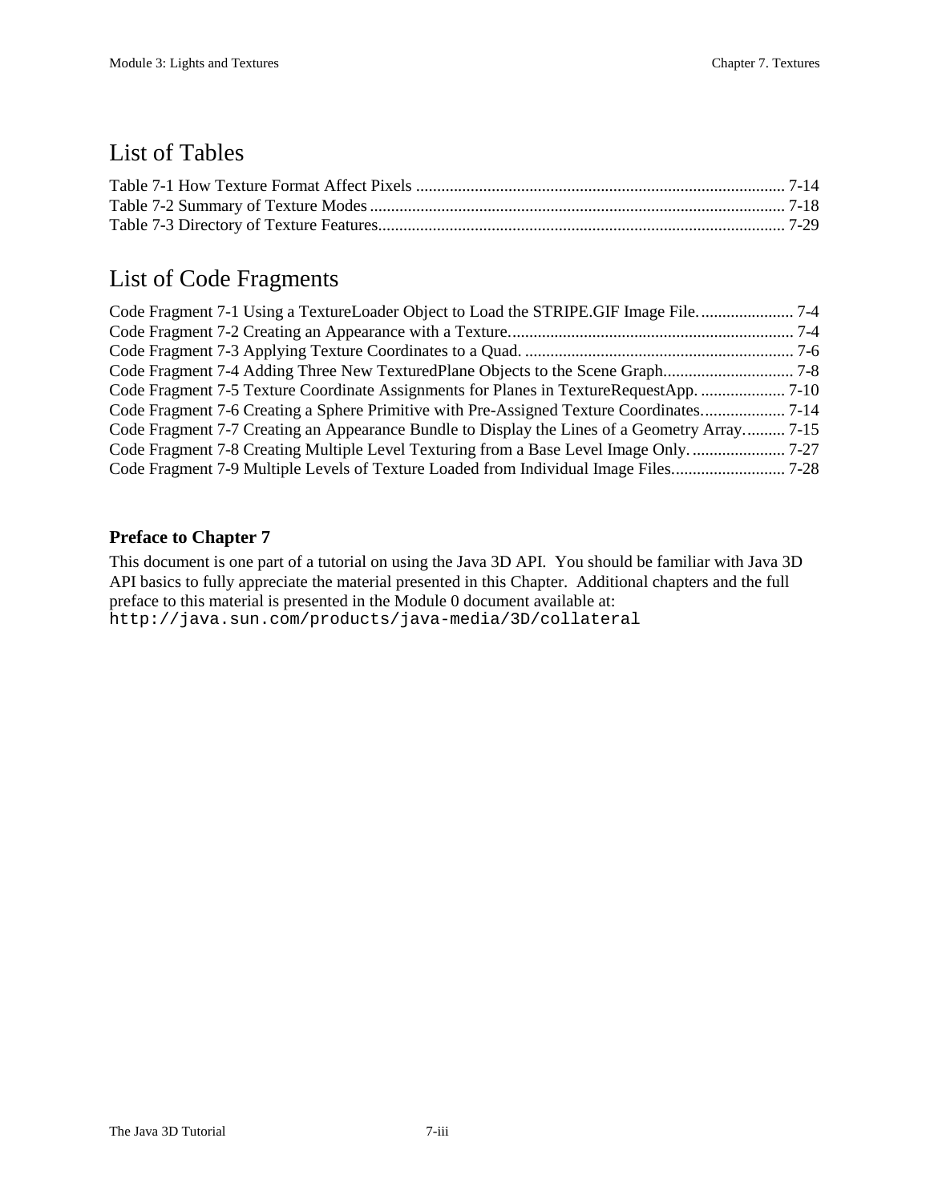# List of Tables

Table 7-1 How Texture Format Affect Pixels ........................................................................................ 7-14
Table 7-2 Summary of Texture Modes .................................................................................................. 7-18
Table 7-3 Directory of Texture Features................................................................................................ 7-29

# List of Code Fragments

Code Fragment 7-1 Using a TextureLoader Object to Load the STRIPE.GIF Image File. ...................... 7-4
Code Fragment 7-2 Creating an Appearance with a Texture. .................................................................. 7-4
Code Fragment 7-3 Applying Texture Coordinates to a Quad. ................................................................ 7-6
Code Fragment 7-4 Adding Three New TexturedPlane Objects to the Scene Graph.............................. 7-8
Code Fragment 7-5 Texture Coordinate Assignments for Planes in TextureRequestApp. .................... 7-10
Code Fragment 7-6 Creating a Sphere Primitive with Pre-Assigned Texture Coordinates.................... 7-14
Code Fragment 7-7 Creating an Appearance Bundle to Display the Lines of a Geometry Array.......... 7-15
Code Fragment 7-8 Creating Multiple Level Texturing from a Base Level Image Only. ...................... 7-27
Code Fragment 7-9 Multiple Levels of Texture Loaded from Individual Image Files........................... 7-28

### Preface to Chapter 7

This document is one part of a tutorial on using the Java 3D API. You should be familiar with Java 3D API basics to fully appreciate the material presented in this Chapter. Additional chapters and the full preface to this material is presented in the Module 0 document available at:
`http://java.sun.com/products/java-media/3D/collateral`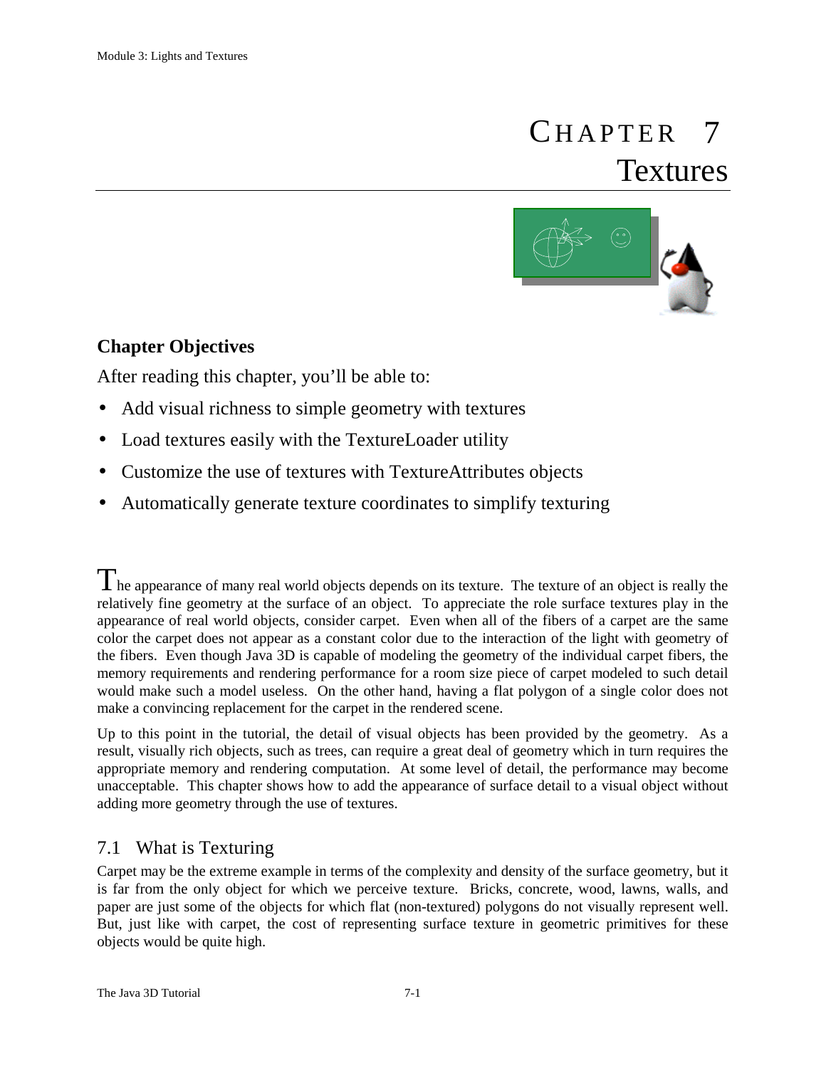# CHAPTER 7 Textures

## Chapter Objectives

After reading this chapter, you'll be able to:

- Add visual richness to simple geometry with textures
- Load textures easily with the TextureLoader utility
- Customize the use of textures with TextureAttributes objects
- Automatically generate texture coordinates to simplify texturing

The appearance of many real world objects depends on its texture. The texture of an object is really the relatively fine geometry at the surface of an object. To appreciate the role surface textures play in the appearance of real world objects, consider carpet. Even when all of the fibers of a carpet are the same color the carpet does not appear as a constant color due to the interaction of the light with geometry of the fibers. Even though Java 3D is capable of modeling the geometry of the individual carpet fibers, the memory requirements and rendering performance for a room size piece of carpet modeled to such detail would make such a model useless. On the other hand, having a flat polygon of a single color does not make a convincing replacement for the carpet in the rendered scene.

Up to this point in the tutorial, the detail of visual objects has been provided by the geometry. As a result, visually rich objects, such as trees, can require a great deal of geometry which in turn requires the appropriate memory and rendering computation. At some level of detail, the performance may become unacceptable. This chapter shows how to add the appearance of surface detail to a visual object without adding more geometry through the use of textures.

## 7.1 What is Texturing

Carpet may be the extreme example in terms of the complexity and density of the surface geometry, but it is far from the only object for which we perceive texture. Bricks, concrete, wood, lawns, walls, and paper are just some of the objects for which flat (non-textured) polygons do not visually represent well. But, just like with carpet, the cost of representing surface texture in geometric primitives for these objects would be quite high.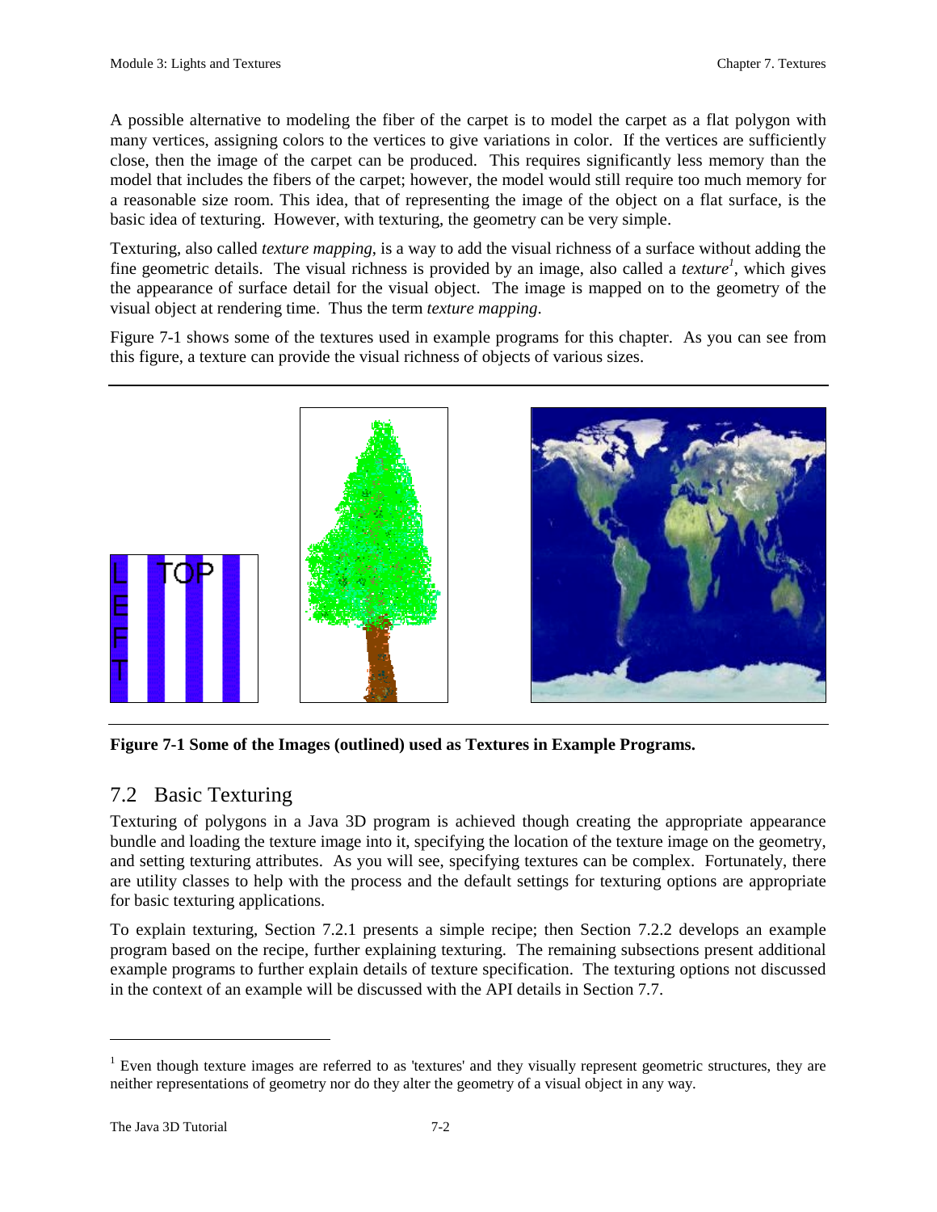A possible alternative to modeling the fiber of the carpet is to model the carpet as a flat polygon with many vertices, assigning colors to the vertices to give variations in color. If the vertices are sufficiently close, then the image of the carpet can be produced. This requires significantly less memory than the model that includes the fibers of the carpet; however, the model would still require too much memory for a reasonable size room. This idea, that of representing the image of the object on a flat surface, is the basic idea of texturing. However, with texturing, the geometry can be very simple.

Texturing, also called *texture mapping*, is a way to add the visual richness of a surface without adding the fine geometric details. The visual richness is provided by an image, also called a *texture*[1], which gives the appearance of surface detail for the visual object. The image is mapped on to the geometry of the visual object at rendering time. Thus the term *texture mapping*.

Figure 7-1 shows some of the textures used in example programs for this chapter. As you can see from this figure, a texture can provide the visual richness of objects of various sizes.

**Figure 7-1 Some of the Images (outlined) used as Textures in Example Programs.**

## 7.2 Basic Texturing

Texturing of polygons in a Java 3D program is achieved though creating the appropriate appearance bundle and loading the texture image into it, specifying the location of the texture image on the geometry, and setting texturing attributes. As you will see, specifying textures can be complex. Fortunately, there are utility classes to help with the process and the default settings for texturing options are appropriate for basic texturing applications.

To explain texturing, Section 7.2.1 presents a simple recipe; then Section 7.2.2 develops an example program based on the recipe, further explaining texturing. The remaining subsections present additional example programs to further explain details of texture specification. The texturing options not discussed in the context of an example will be discussed with the API details in Section 7.7.

[1] Even though texture images are referred to as 'textures' and they visually represent geometric structures, they are neither representations of geometry nor do they alter the geometry of a visual object in any way.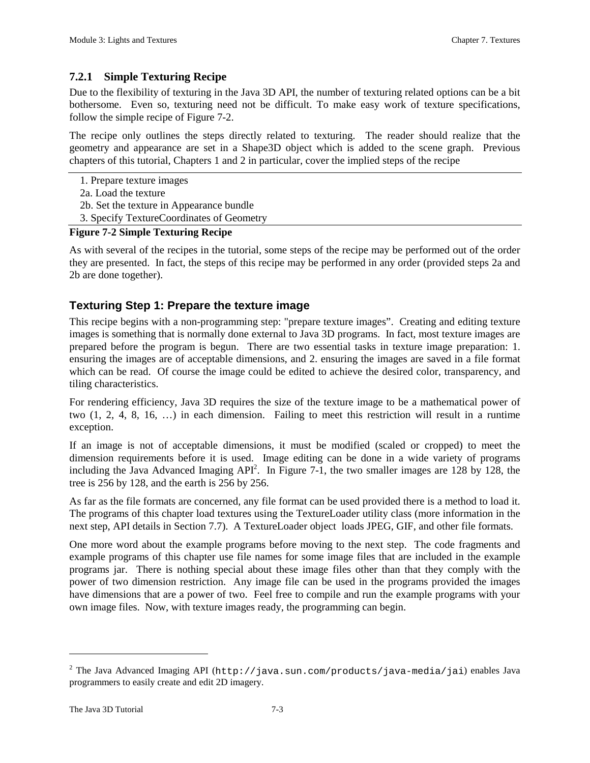### 7.2.1 Simple Texturing Recipe

Due to the flexibility of texturing in the Java 3D API, the number of texturing related options can be a bit bothersome. Even so, texturing need not be difficult. To make easy work of texture specifications, follow the simple recipe of Figure 7-2.

The recipe only outlines the steps directly related to texturing. The reader should realize that the geometry and appearance are set in a Shape3D object which is added to the scene graph. Previous chapters of this tutorial, Chapters 1 and 2 in particular, cover the implied steps of the recipe

1. Prepare texture images
2a. Load the texture
2b. Set the texture in Appearance bundle
3. Specify TextureCoordinates of Geometry

**Figure 7-2 Simple Texturing Recipe**

As with several of the recipes in the tutorial, some steps of the recipe may be performed out of the order they are presented. In fact, the steps of this recipe may be performed in any order (provided steps 2a and 2b are done together).

### Texturing Step 1: Prepare the texture image

This recipe begins with a non-programming step: "prepare texture images". Creating and editing texture images is something that is normally done external to Java 3D programs. In fact, most texture images are prepared before the program is begun. There are two essential tasks in texture image preparation: 1. ensuring the images are of acceptable dimensions, and 2. ensuring the images are saved in a file format which can be read. Of course the image could be edited to achieve the desired color, transparency, and tiling characteristics.

For rendering efficiency, Java 3D requires the size of the texture image to be a mathematical power of two (1, 2, 4, 8, 16, …) in each dimension. Failing to meet this restriction will result in a runtime exception.

If an image is not of acceptable dimensions, it must be modified (scaled or cropped) to meet the dimension requirements before it is used. Image editing can be done in a wide variety of programs including the Java Advanced Imaging API[2]. In Figure 7-1, the two smaller images are 128 by 128, the tree is 256 by 128, and the earth is 256 by 256.

As far as the file formats are concerned, any file format can be used provided there is a method to load it. The programs of this chapter load textures using the TextureLoader utility class (more information in the next step, API details in Section 7.7). A TextureLoader object loads JPEG, GIF, and other file formats.

One more word about the example programs before moving to the next step. The code fragments and example programs of this chapter use file names for some image files that are included in the example programs jar. There is nothing special about these image files other than that they comply with the power of two dimension restriction. Any image file can be used in the programs provided the images have dimensions that are a power of two. Feel free to compile and run the example programs with your own image files. Now, with texture images ready, the programming can begin.

---

[2] The Java Advanced Imaging API (`http://java.sun.com/products/java-media/jai`) enables Java programmers to easily create and edit 2D imagery.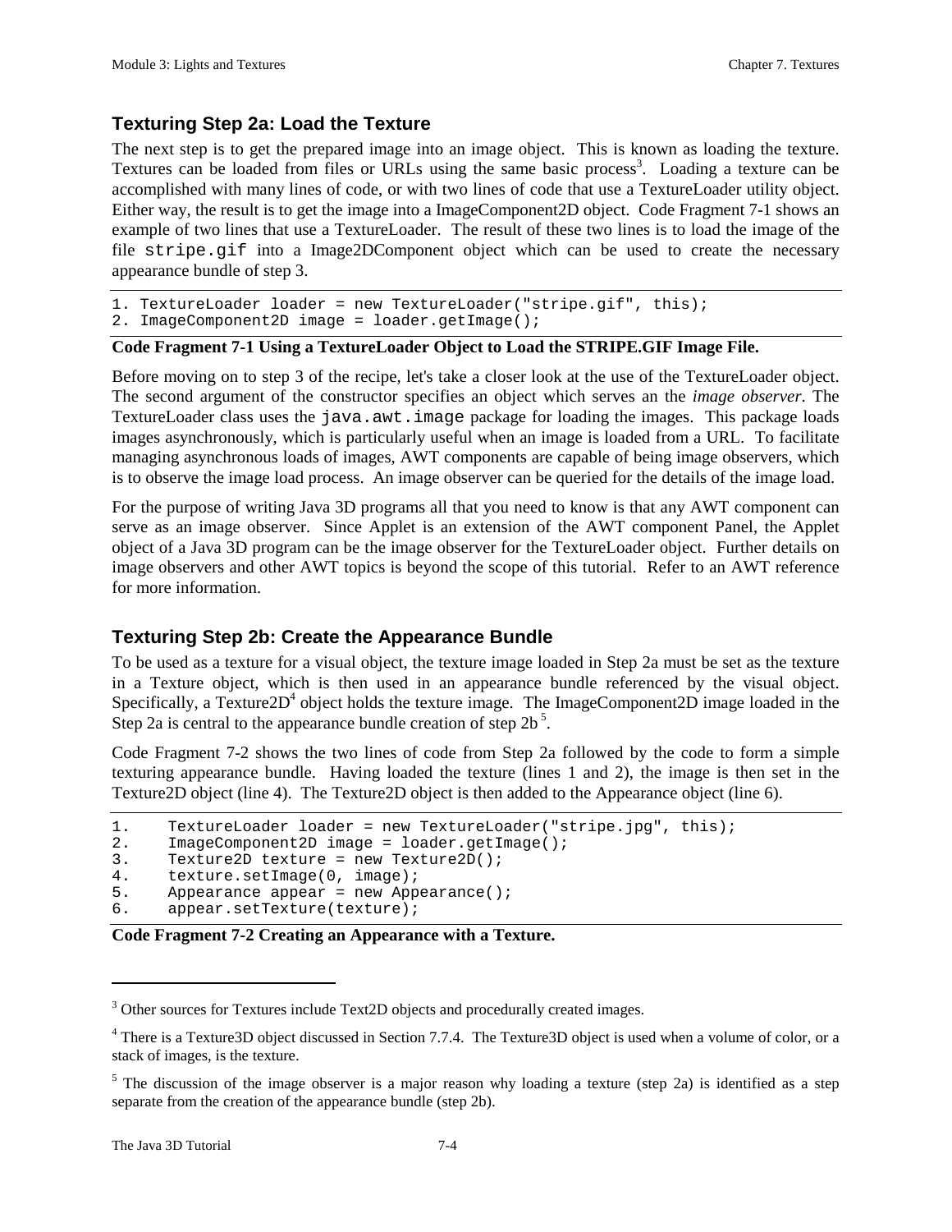### Texturing Step 2a: Load the Texture

The next step is to get the prepared image into an image object. This is known as loading the texture. Textures can be loaded from files or URLs using the same basic process[3]. Loading a texture can be accomplished with many lines of code, or with two lines of code that use a TextureLoader utility object. Either way, the result is to get the image into a ImageComponent2D object. Code Fragment 7-1 shows an example of two lines that use a TextureLoader. The result of these two lines is to load the image of the file `stripe.gif` into a Image2DComponent object which can be used to create the necessary appearance bundle of step 3.

```
1. TextureLoader loader = new TextureLoader("stripe.gif", this);
2. ImageComponent2D image = loader.getImage();
```

**Code Fragment 7-1 Using a TextureLoader Object to Load the STRIPE.GIF Image File.**

Before moving on to step 3 of the recipe, let's take a closer look at the use of the TextureLoader object. The second argument of the constructor specifies an object which serves an the *image observer*. The TextureLoader class uses the `java.awt.image` package for loading the images. This package loads images asynchronously, which is particularly useful when an image is loaded from a URL. To facilitate managing asynchronous loads of images, AWT components are capable of being image observers, which is to observe the image load process. An image observer can be queried for the details of the image load.

For the purpose of writing Java 3D programs all that you need to know is that any AWT component can serve as an image observer. Since Applet is an extension of the AWT component Panel, the Applet object of a Java 3D program can be the image observer for the TextureLoader object. Further details on image observers and other AWT topics is beyond the scope of this tutorial. Refer to an AWT reference for more information.

### Texturing Step 2b: Create the Appearance Bundle

To be used as a texture for a visual object, the texture image loaded in Step 2a must be set as the texture in a Texture object, which is then used in an appearance bundle referenced by the visual object. Specifically, a Texture2D[4] object holds the texture image. The ImageComponent2D image loaded in the Step 2a is central to the appearance bundle creation of step 2b[5].

Code Fragment 7-2 shows the two lines of code from Step 2a followed by the code to form a simple texturing appearance bundle. Having loaded the texture (lines 1 and 2), the image is then set in the Texture2D object (line 4). The Texture2D object is then added to the Appearance object (line 6).

```
1.     TextureLoader loader = new TextureLoader("stripe.jpg", this);
2.     ImageComponent2D image = loader.getImage();
3.     Texture2D texture = new Texture2D();
4.     texture.setImage(0, image);
5.     Appearance appear = new Appearance();
6.     appear.setTexture(texture);
```

**Code Fragment 7-2 Creating an Appearance with a Texture.**

---

[3] Other sources for Textures include Text2D objects and procedurally created images.

[4] There is a Texture3D object discussed in Section 7.7.4. The Texture3D object is used when a volume of color, or a stack of images, is the texture.

[5] The discussion of the image observer is a major reason why loading a texture (step 2a) is identified as a step separate from the creation of the appearance bundle (step 2b).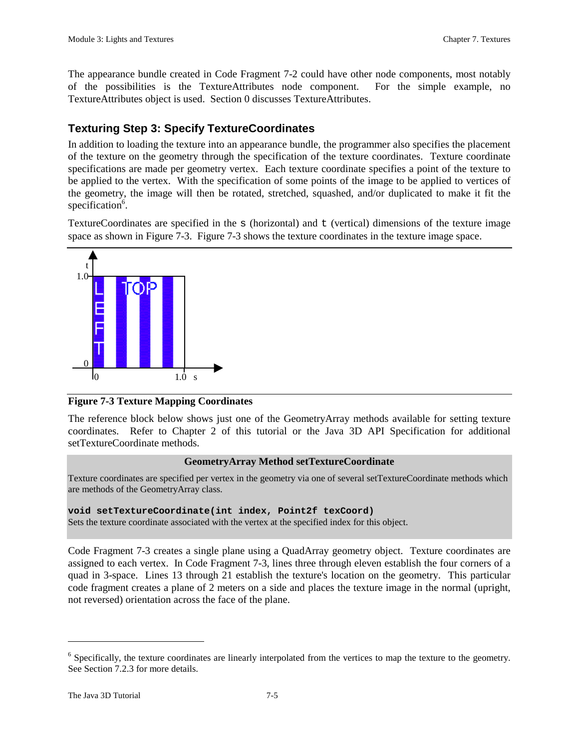The appearance bundle created in Code Fragment 7-2 could have other node components, most notably of the possibilities is the TextureAttributes node component. For the simple example, no TextureAttributes object is used. Section 0 discusses TextureAttributes.

### Texturing Step 3: Specify TextureCoordinates

In addition to loading the texture into an appearance bundle, the programmer also specifies the placement of the texture on the geometry through the specification of the texture coordinates. Texture coordinate specifications are made per geometry vertex. Each texture coordinate specifies a point of the texture to be applied to the vertex. With the specification of some points of the image to be applied to vertices of the geometry, the image will then be rotated, stretched, squashed, and/or duplicated to make it fit the specification[6].

TextureCoordinates are specified in the `s` (horizontal) and `t` (vertical) dimensions of the texture image space as shown in Figure 7-3. Figure 7-3 shows the texture coordinates in the texture image space.

**Figure 7-3 Texture Mapping Coordinates**

The reference block below shows just one of the GeometryArray methods available for setting texture coordinates. Refer to Chapter 2 of this tutorial or the Java 3D API Specification for additional setTextureCoordinate methods.

> **GeometryArray Method setTextureCoordinate**
>
> Texture coordinates are specified per vertex in the geometry via one of several setTextureCoordinate methods which are methods of the GeometryArray class.
>
> **`void setTextureCoordinate(int index, Point2f texCoord)`**
> Sets the texture coordinate associated with the vertex at the specified index for this object.

Code Fragment 7-3 creates a single plane using a QuadArray geometry object. Texture coordinates are assigned to each vertex. In Code Fragment 7-3, lines three through eleven establish the four corners of a quad in 3-space. Lines 13 through 21 establish the texture's location on the geometry. This particular code fragment creates a plane of 2 meters on a side and places the texture image in the normal (upright, not reversed) orientation across the face of the plane.

---

[6] Specifically, the texture coordinates are linearly interpolated from the vertices to map the texture to the geometry. See Section 7.2.3 for more details.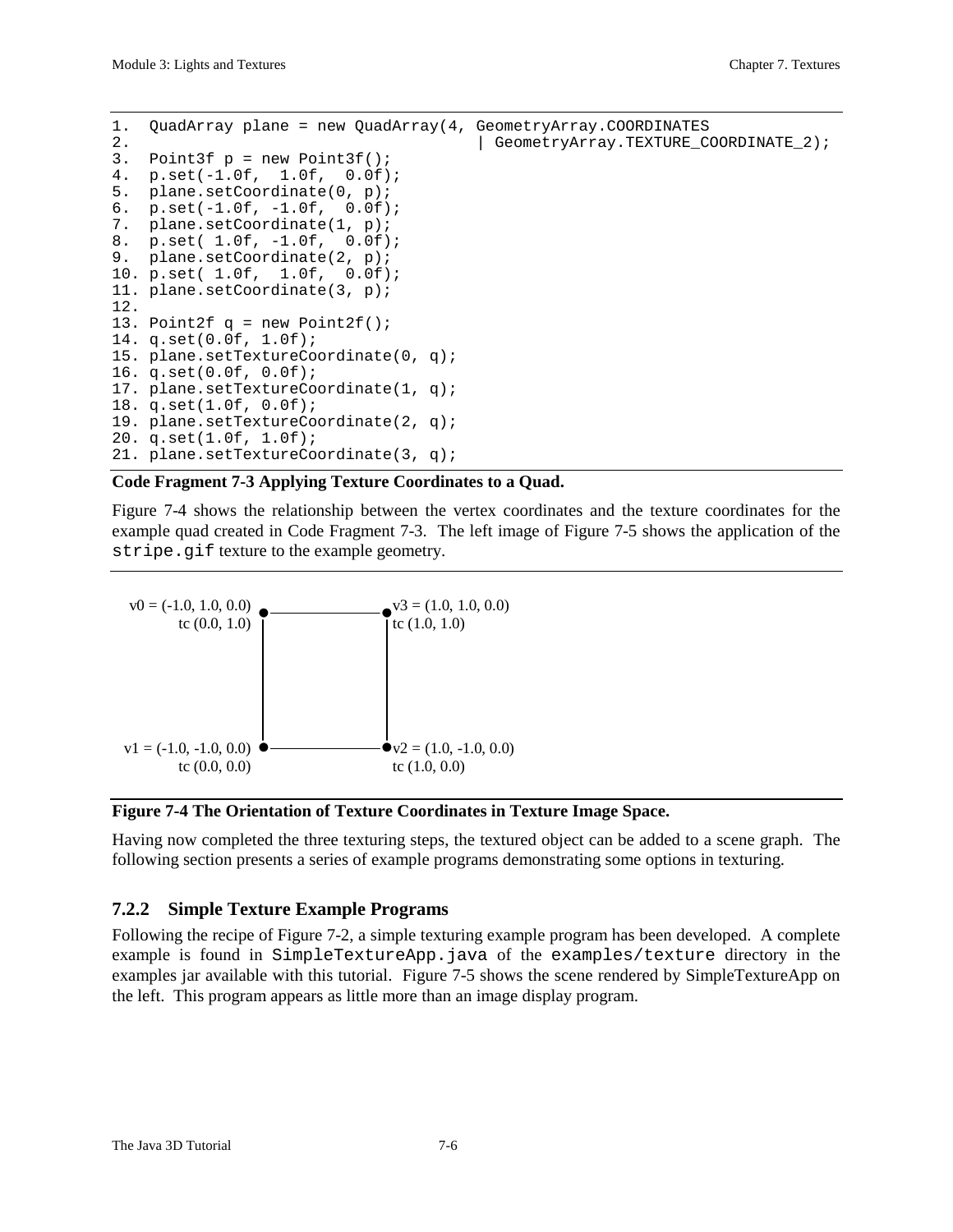```
1.  QuadArray plane = new QuadArray(4, GeometryArray.COORDINATES
2.                                    | GeometryArray.TEXTURE_COORDINATE_2);
3.  Point3f p = new Point3f();
4.  p.set(-1.0f,  1.0f,  0.0f);
5.  plane.setCoordinate(0, p);
6.  p.set(-1.0f, -1.0f,  0.0f);
7.  plane.setCoordinate(1, p);
8.  p.set( 1.0f, -1.0f,  0.0f);
9.  plane.setCoordinate(2, p);
10. p.set( 1.0f,  1.0f,  0.0f);
11. plane.setCoordinate(3, p);
12.
13. Point2f q = new Point2f();
14. q.set(0.0f, 1.0f);
15. plane.setTextureCoordinate(0, q);
16. q.set(0.0f, 0.0f);
17. plane.setTextureCoordinate(1, q);
18. q.set(1.0f, 0.0f);
19. plane.setTextureCoordinate(2, q);
20. q.set(1.0f, 1.0f);
21. plane.setTextureCoordinate(3, q);
```

**Code Fragment 7-3 Applying Texture Coordinates to a Quad.**

Figure 7-4 shows the relationship between the vertex coordinates and the texture coordinates for the example quad created in Code Fragment 7-3. The left image of Figure 7-5 shows the application of the `stripe.gif` texture to the example geometry.

v0 = (-1.0, 1.0, 0.0) tc (0.0, 1.0)

v3 = (1.0, 1.0, 0.0) tc (1.0, 1.0)

v1 = (-1.0, -1.0, 0.0) tc (0.0, 0.0)

v2 = (1.0, -1.0, 0.0) tc (1.0, 0.0)

**Figure 7-4 The Orientation of Texture Coordinates in Texture Image Space.**

Having now completed the three texturing steps, the textured object can be added to a scene graph. The following section presents a series of example programs demonstrating some options in texturing.

### 7.2.2 Simple Texture Example Programs

Following the recipe of Figure 7-2, a simple texturing example program has been developed. A complete example is found in `SimpleTextureApp.java` of the `examples/texture` directory in the examples jar available with this tutorial. Figure 7-5 shows the scene rendered by SimpleTextureApp on the left. This program appears as little more than an image display program.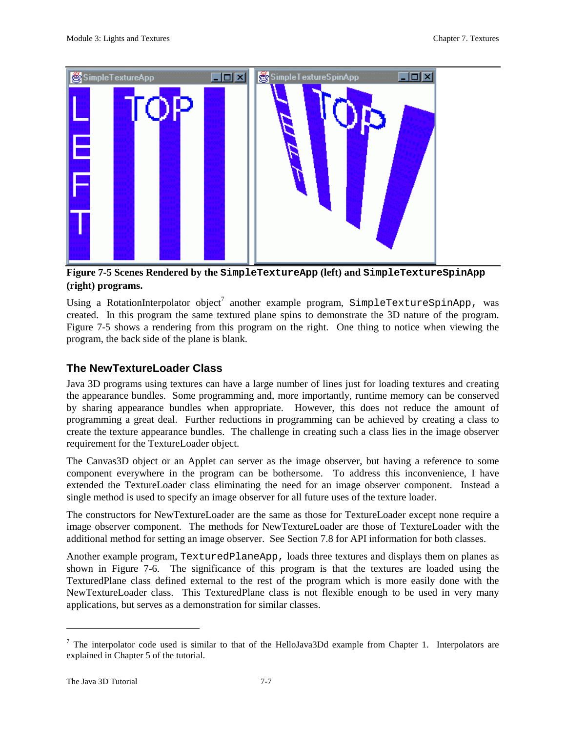**Figure 7-5 Scenes Rendered by the `SimpleTextureApp` (left) and `SimpleTextureSpinApp` (right) programs.**

Using a RotationInterpolator object[7] another example program, `SimpleTextureSpinApp`, was created. In this program the same textured plane spins to demonstrate the 3D nature of the program. Figure 7-5 shows a rendering from this program on the right. One thing to notice when viewing the program, the back side of the plane is blank.

### The NewTextureLoader Class

Java 3D programs using textures can have a large number of lines just for loading textures and creating the appearance bundles. Some programming and, more importantly, runtime memory can be conserved by sharing appearance bundles when appropriate. However, this does not reduce the amount of programming a great deal. Further reductions in programming can be achieved by creating a class to create the texture appearance bundles. The challenge in creating such a class lies in the image observer requirement for the TextureLoader object.

The Canvas3D object or an Applet can server as the image observer, but having a reference to some component everywhere in the program can be bothersome. To address this inconvenience, I have extended the TextureLoader class eliminating the need for an image observer component. Instead a single method is used to specify an image observer for all future uses of the texture loader.

The constructors for NewTextureLoader are the same as those for TextureLoader except none require a image observer component. The methods for NewTextureLoader are those of TextureLoader with the additional method for setting an image observer. See Section 7.8 for API information for both classes.

Another example program, `TexturedPlaneApp`, loads three textures and displays them on planes as shown in Figure 7-6. The significance of this program is that the textures are loaded using the TexturedPlane class defined external to the rest of the program which is more easily done with the NewTextureLoader class. This TexturedPlane class is not flexible enough to be used in very many applications, but serves as a demonstration for similar classes.

---

[7] The interpolator code used is similar to that of the HelloJava3Dd example from Chapter 1. Interpolators are explained in Chapter 5 of the tutorial.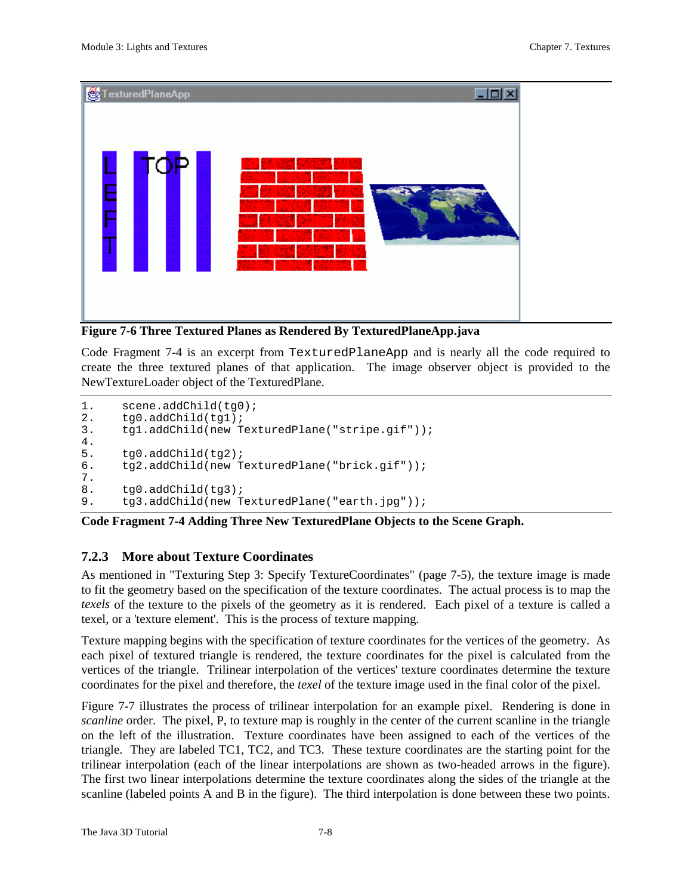Figure 7-6 Three Textured Planes as Rendered By TexturedPlaneApp.java

Code Fragment 7-4 is an excerpt from `TexturedPlaneApp` and is nearly all the code required to create the three textured planes of that application. The image observer object is provided to the NewTextureLoader object of the TexturedPlane.

```
1.    scene.addChild(tg0);
2.    tg0.addChild(tg1);
3.    tg1.addChild(new TexturedPlane("stripe.gif"));
4.
5.    tg0.addChild(tg2);
6.    tg2.addChild(new TexturedPlane("brick.gif"));
7.
8.    tg0.addChild(tg3);
9.    tg3.addChild(new TexturedPlane("earth.jpg"));
```

**Code Fragment 7-4 Adding Three New TexturedPlane Objects to the Scene Graph.**

### 7.2.3 More about Texture Coordinates

As mentioned in "Texturing Step 3: Specify TextureCoordinates" (page 7-5), the texture image is made to fit the geometry based on the specification of the texture coordinates. The actual process is to map the *texels* of the texture to the pixels of the geometry as it is rendered. Each pixel of a texture is called a texel, or a 'texture element'. This is the process of texture mapping.

Texture mapping begins with the specification of texture coordinates for the vertices of the geometry. As each pixel of textured triangle is rendered, the texture coordinates for the pixel is calculated from the vertices of the triangle. Trilinear interpolation of the vertices' texture coordinates determine the texture coordinates for the pixel and therefore, the *texel* of the texture image used in the final color of the pixel.

Figure 7-7 illustrates the process of trilinear interpolation for an example pixel. Rendering is done in *scanline* order. The pixel, P, to texture map is roughly in the center of the current scanline in the triangle on the left of the illustration. Texture coordinates have been assigned to each of the vertices of the triangle. They are labeled TC1, TC2, and TC3. These texture coordinates are the starting point for the trilinear interpolation (each of the linear interpolations are shown as two-headed arrows in the figure). The first two linear interpolations determine the texture coordinates along the sides of the triangle at the scanline (labeled points A and B in the figure). The third interpolation is done between these two points.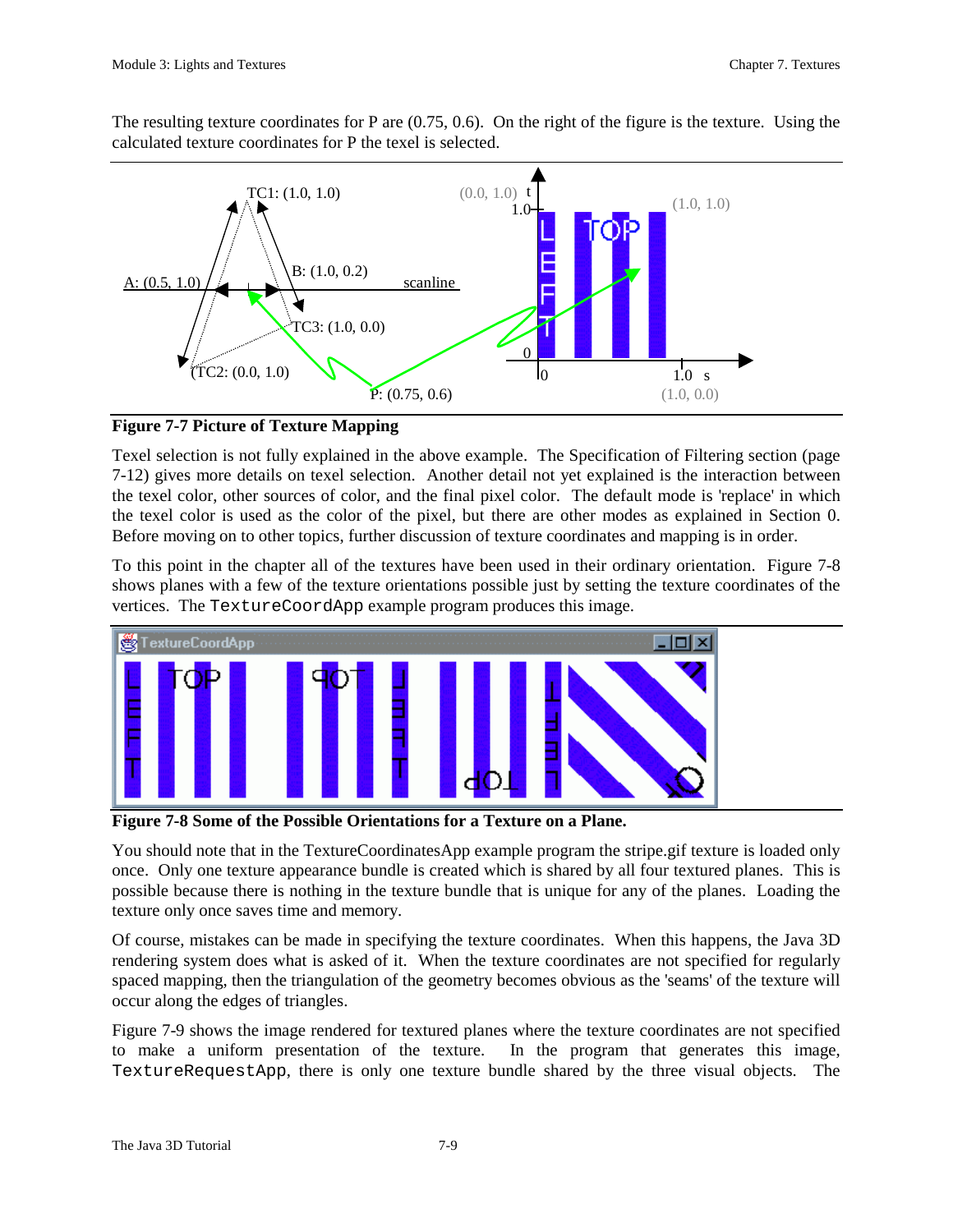The resulting texture coordinates for P are (0.75, 0.6). On the right of the figure is the texture. Using the calculated texture coordinates for P the texel is selected.

**Figure 7-7 Picture of Texture Mapping**

Texel selection is not fully explained in the above example. The Specification of Filtering section (page 7-12) gives more details on texel selection. Another detail not yet explained is the interaction between the texel color, other sources of color, and the final pixel color. The default mode is 'replace' in which the texel color is used as the color of the pixel, but there are other modes as explained in Section 0. Before moving on to other topics, further discussion of texture coordinates and mapping is in order.

To this point in the chapter all of the textures have been used in their ordinary orientation. Figure 7-8 shows planes with a few of the texture orientations possible just by setting the texture coordinates of the vertices. The `TextureCoordApp` example program produces this image.

**Figure 7-8 Some of the Possible Orientations for a Texture on a Plane.**

You should note that in the TextureCoordinatesApp example program the stripe.gif texture is loaded only once. Only one texture appearance bundle is created which is shared by all four textured planes. This is possible because there is nothing in the texture bundle that is unique for any of the planes. Loading the texture only once saves time and memory.

Of course, mistakes can be made in specifying the texture coordinates. When this happens, the Java 3D rendering system does what is asked of it. When the texture coordinates are not specified for regularly spaced mapping, then the triangulation of the geometry becomes obvious as the 'seams' of the texture will occur along the edges of triangles.

Figure 7-9 shows the image rendered for textured planes where the texture coordinates are not specified to make a uniform presentation of the texture. In the program that generates this image, `TextureRequestApp`, there is only one texture bundle shared by the three visual objects. The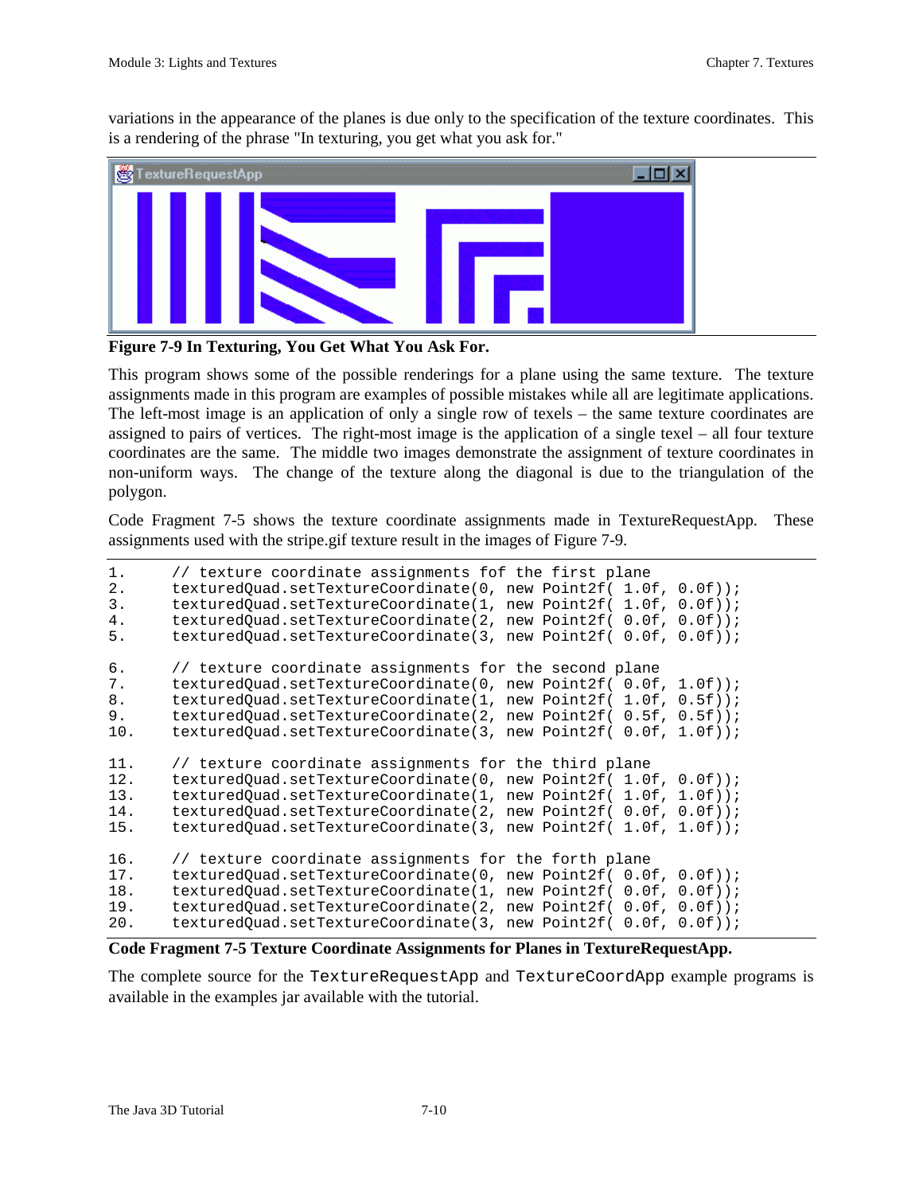variations in the appearance of the planes is due only to the specification of the texture coordinates. This is a rendering of the phrase "In texturing, you get what you ask for."

**Figure 7-9 In Texturing, You Get What You Ask For.**

This program shows some of the possible renderings for a plane using the same texture. The texture assignments made in this program are examples of possible mistakes while all are legitimate applications. The left-most image is an application of only a single row of texels – the same texture coordinates are assigned to pairs of vertices. The right-most image is the application of a single texel – all four texture coordinates are the same. The middle two images demonstrate the assignment of texture coordinates in non-uniform ways. The change of the texture along the diagonal is due to the triangulation of the polygon.

Code Fragment 7-5 shows the texture coordinate assignments made in TextureRequestApp. These assignments used with the stripe.gif texture result in the images of Figure 7-9.

```
1.     // texture coordinate assignments fof the first plane
2.     texturedQuad.setTextureCoordinate(0, new Point2f( 1.0f, 0.0f));
3.     texturedQuad.setTextureCoordinate(1, new Point2f( 1.0f, 0.0f));
4.     texturedQuad.setTextureCoordinate(2, new Point2f( 0.0f, 0.0f));
5.     texturedQuad.setTextureCoordinate(3, new Point2f( 0.0f, 0.0f));

6.     // texture coordinate assignments for the second plane
7.     texturedQuad.setTextureCoordinate(0, new Point2f( 0.0f, 1.0f));
8.     texturedQuad.setTextureCoordinate(1, new Point2f( 1.0f, 0.5f));
9.     texturedQuad.setTextureCoordinate(2, new Point2f( 0.5f, 0.5f));
10.    texturedQuad.setTextureCoordinate(3, new Point2f( 0.0f, 1.0f));

11.    // texture coordinate assignments for the third plane
12.    texturedQuad.setTextureCoordinate(0, new Point2f( 1.0f, 0.0f));
13.    texturedQuad.setTextureCoordinate(1, new Point2f( 1.0f, 1.0f));
14.    texturedQuad.setTextureCoordinate(2, new Point2f( 0.0f, 0.0f));
15.    texturedQuad.setTextureCoordinate(3, new Point2f( 1.0f, 1.0f));

16.    // texture coordinate assignments for the forth plane
17.    texturedQuad.setTextureCoordinate(0, new Point2f( 0.0f, 0.0f));
18.    texturedQuad.setTextureCoordinate(1, new Point2f( 0.0f, 0.0f));
19.    texturedQuad.setTextureCoordinate(2, new Point2f( 0.0f, 0.0f));
20.    texturedQuad.setTextureCoordinate(3, new Point2f( 0.0f, 0.0f));
```

**Code Fragment 7-5 Texture Coordinate Assignments for Planes in TextureRequestApp.**

The complete source for the `TextureRequestApp` and `TextureCoordApp` example programs is available in the examples jar available with the tutorial.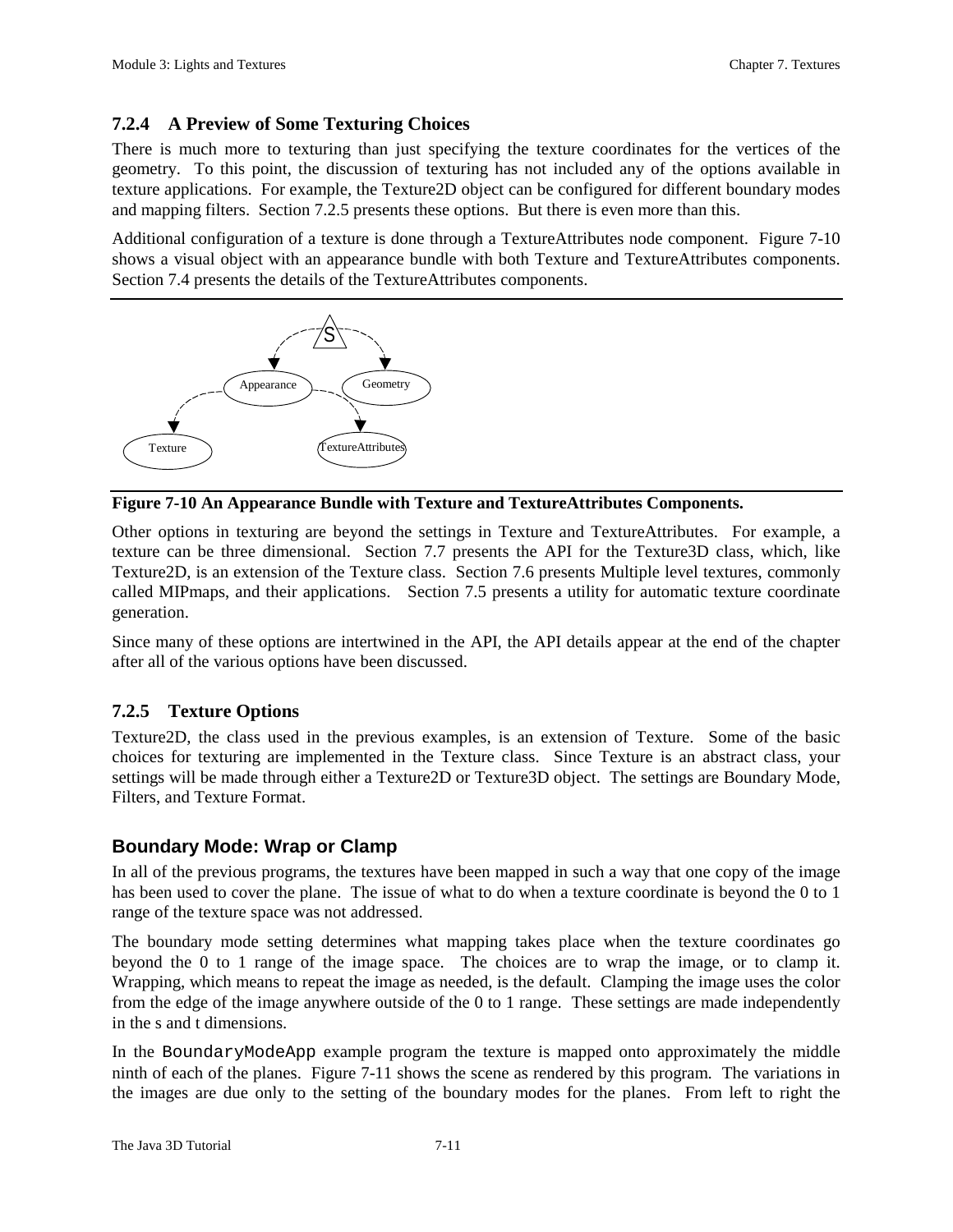### 7.2.4 A Preview of Some Texturing Choices

There is much more to texturing than just specifying the texture coordinates for the vertices of the geometry. To this point, the discussion of texturing has not included any of the options available in texture applications. For example, the Texture2D object can be configured for different boundary modes and mapping filters. Section 7.2.5 presents these options. But there is even more than this.

Additional configuration of a texture is done through a TextureAttributes node component. Figure 7-10 shows a visual object with an appearance bundle with both Texture and TextureAttributes components. Section 7.4 presents the details of the TextureAttributes components.

**Figure 7-10 An Appearance Bundle with Texture and TextureAttributes Components.**

Other options in texturing are beyond the settings in Texture and TextureAttributes. For example, a texture can be three dimensional. Section 7.7 presents the API for the Texture3D class, which, like Texture2D, is an extension of the Texture class. Section 7.6 presents Multiple level textures, commonly called MIPmaps, and their applications. Section 7.5 presents a utility for automatic texture coordinate generation.

Since many of these options are intertwined in the API, the API details appear at the end of the chapter after all of the various options have been discussed.

### 7.2.5 Texture Options

Texture2D, the class used in the previous examples, is an extension of Texture. Some of the basic choices for texturing are implemented in the Texture class. Since Texture is an abstract class, your settings will be made through either a Texture2D or Texture3D object. The settings are Boundary Mode, Filters, and Texture Format.

#### Boundary Mode: Wrap or Clamp

In all of the previous programs, the textures have been mapped in such a way that one copy of the image has been used to cover the plane. The issue of what to do when a texture coordinate is beyond the 0 to 1 range of the texture space was not addressed.

The boundary mode setting determines what mapping takes place when the texture coordinates go beyond the 0 to 1 range of the image space. The choices are to wrap the image, or to clamp it. Wrapping, which means to repeat the image as needed, is the default. Clamping the image uses the color from the edge of the image anywhere outside of the 0 to 1 range. These settings are made independently in the s and t dimensions.

In the `BoundaryModeApp` example program the texture is mapped onto approximately the middle ninth of each of the planes. Figure 7-11 shows the scene as rendered by this program. The variations in the images are due only to the setting of the boundary modes for the planes. From left to right the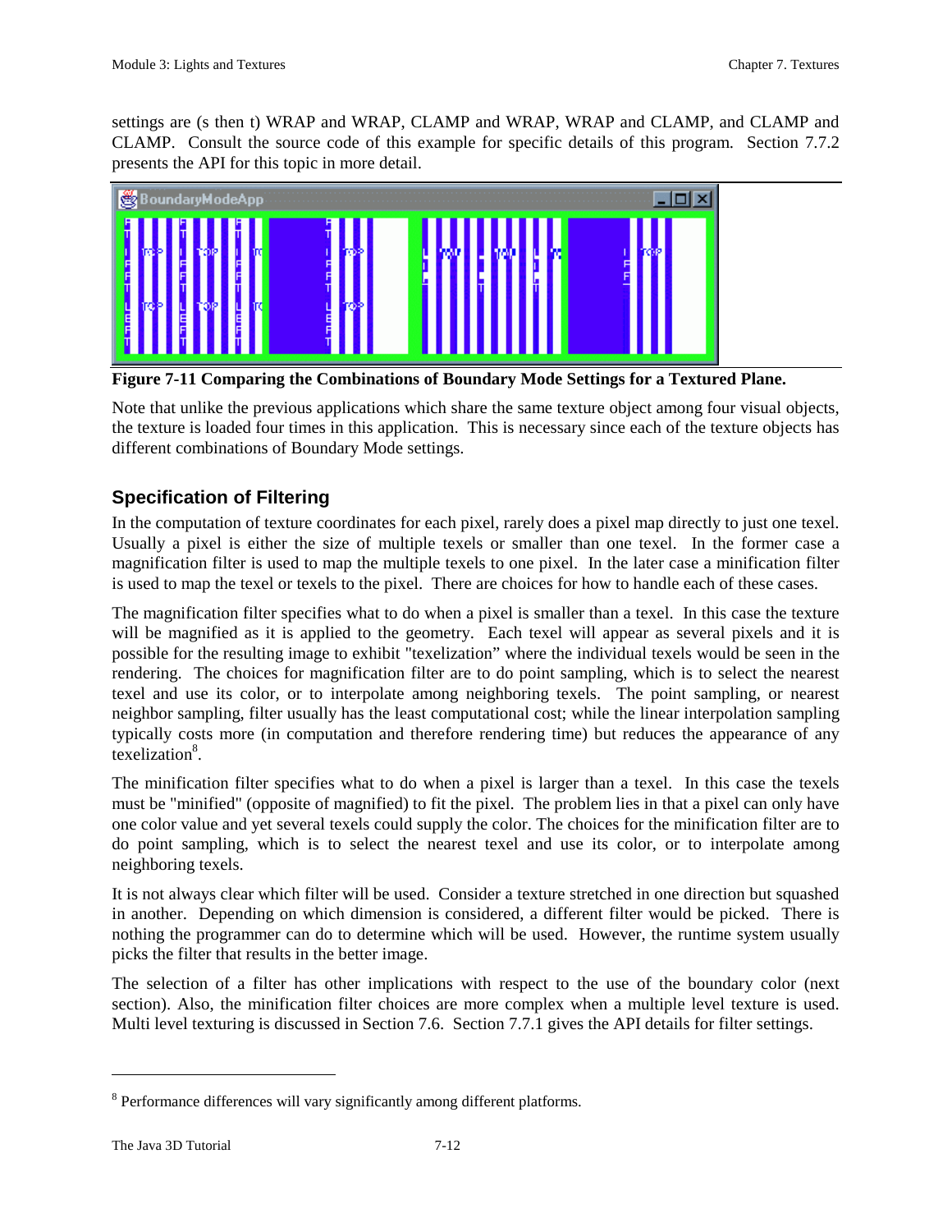settings are (s then t) WRAP and WRAP, CLAMP and WRAP, WRAP and CLAMP, and CLAMP and CLAMP. Consult the source code of this example for specific details of this program. Section 7.7.2 presents the API for this topic in more detail.

**Figure 7-11 Comparing the Combinations of Boundary Mode Settings for a Textured Plane.**

Note that unlike the previous applications which share the same texture object among four visual objects, the texture is loaded four times in this application. This is necessary since each of the texture objects has different combinations of Boundary Mode settings.

## Specification of Filtering

In the computation of texture coordinates for each pixel, rarely does a pixel map directly to just one texel. Usually a pixel is either the size of multiple texels or smaller than one texel. In the former case a magnification filter is used to map the multiple texels to one pixel. In the later case a minification filter is used to map the texel or texels to the pixel. There are choices for how to handle each of these cases.

The magnification filter specifies what to do when a pixel is smaller than a texel. In this case the texture will be magnified as it is applied to the geometry. Each texel will appear as several pixels and it is possible for the resulting image to exhibit "texelization" where the individual texels would be seen in the rendering. The choices for magnification filter are to do point sampling, which is to select the nearest texel and use its color, or to interpolate among neighboring texels. The point sampling, or nearest neighbor sampling, filter usually has the least computational cost; while the linear interpolation sampling typically costs more (in computation and therefore rendering time) but reduces the appearance of any texelization[8].

The minification filter specifies what to do when a pixel is larger than a texel. In this case the texels must be "minified" (opposite of magnified) to fit the pixel. The problem lies in that a pixel can only have one color value and yet several texels could supply the color. The choices for the minification filter are to do point sampling, which is to select the nearest texel and use its color, or to interpolate among neighboring texels.

It is not always clear which filter will be used. Consider a texture stretched in one direction but squashed in another. Depending on which dimension is considered, a different filter would be picked. There is nothing the programmer can do to determine which will be used. However, the runtime system usually picks the filter that results in the better image.

The selection of a filter has other implications with respect to the use of the boundary color (next section). Also, the minification filter choices are more complex when a multiple level texture is used. Multi level texturing is discussed in Section 7.6. Section 7.7.1 gives the API details for filter settings.

---

[8] Performance differences will vary significantly among different platforms.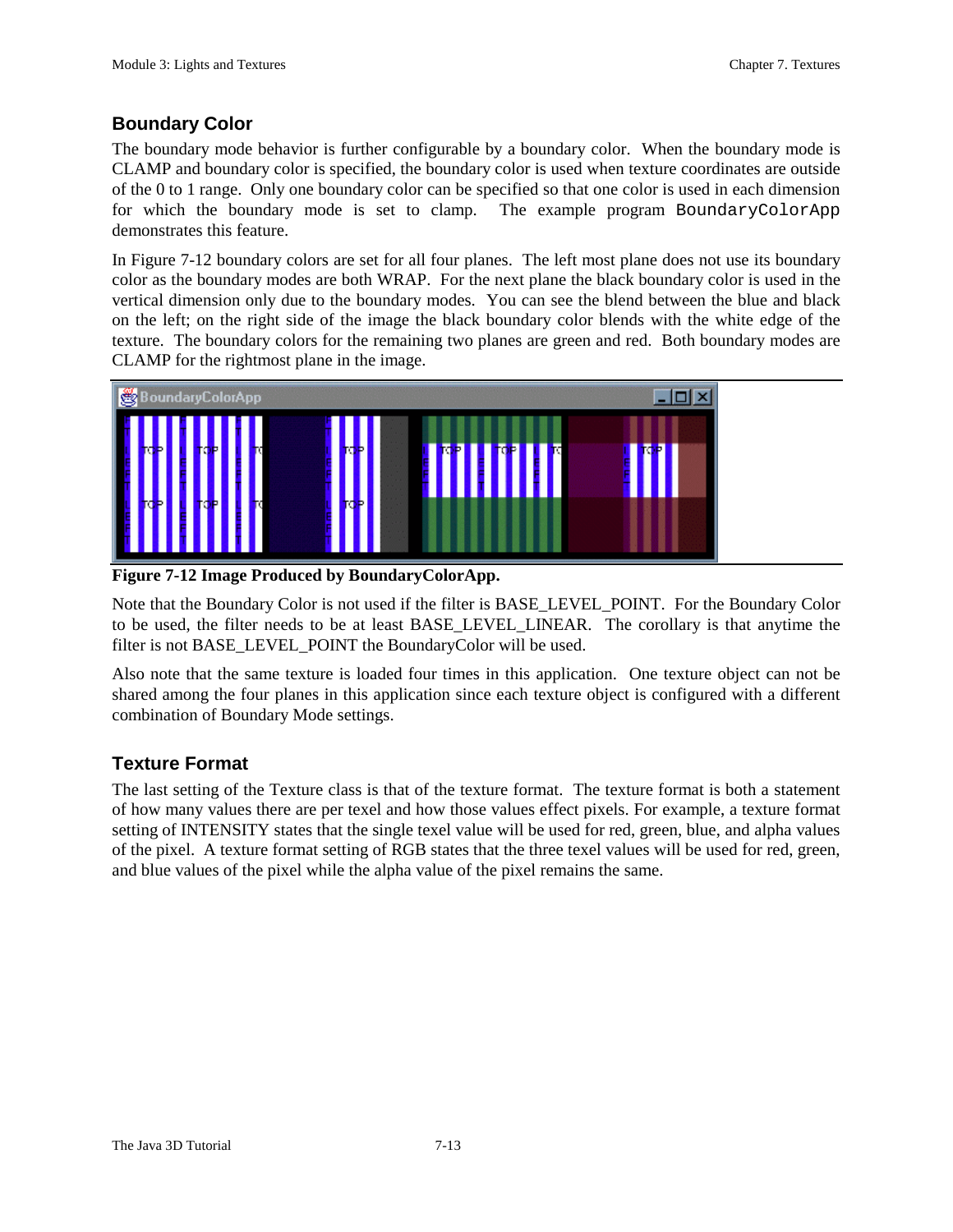## Boundary Color

The boundary mode behavior is further configurable by a boundary color. When the boundary mode is CLAMP and boundary color is specified, the boundary color is used when texture coordinates are outside of the 0 to 1 range. Only one boundary color can be specified so that one color is used in each dimension for which the boundary mode is set to clamp. The example program `BoundaryColorApp` demonstrates this feature.

In Figure 7-12 boundary colors are set for all four planes. The left most plane does not use its boundary color as the boundary modes are both WRAP. For the next plane the black boundary color is used in the vertical dimension only due to the boundary modes. You can see the blend between the blue and black on the left; on the right side of the image the black boundary color blends with the white edge of the texture. The boundary colors for the remaining two planes are green and red. Both boundary modes are CLAMP for the rightmost plane in the image.

**Figure 7-12 Image Produced by BoundaryColorApp.**

Note that the Boundary Color is not used if the filter is BASE_LEVEL_POINT. For the Boundary Color to be used, the filter needs to be at least BASE_LEVEL_LINEAR. The corollary is that anytime the filter is not BASE_LEVEL_POINT the BoundaryColor will be used.

Also note that the same texture is loaded four times in this application. One texture object can not be shared among the four planes in this application since each texture object is configured with a different combination of Boundary Mode settings.

## Texture Format

The last setting of the Texture class is that of the texture format. The texture format is both a statement of how many values there are per texel and how those values effect pixels. For example, a texture format setting of INTENSITY states that the single texel value will be used for red, green, blue, and alpha values of the pixel. A texture format setting of RGB states that the three texel values will be used for red, green, and blue values of the pixel while the alpha value of the pixel remains the same.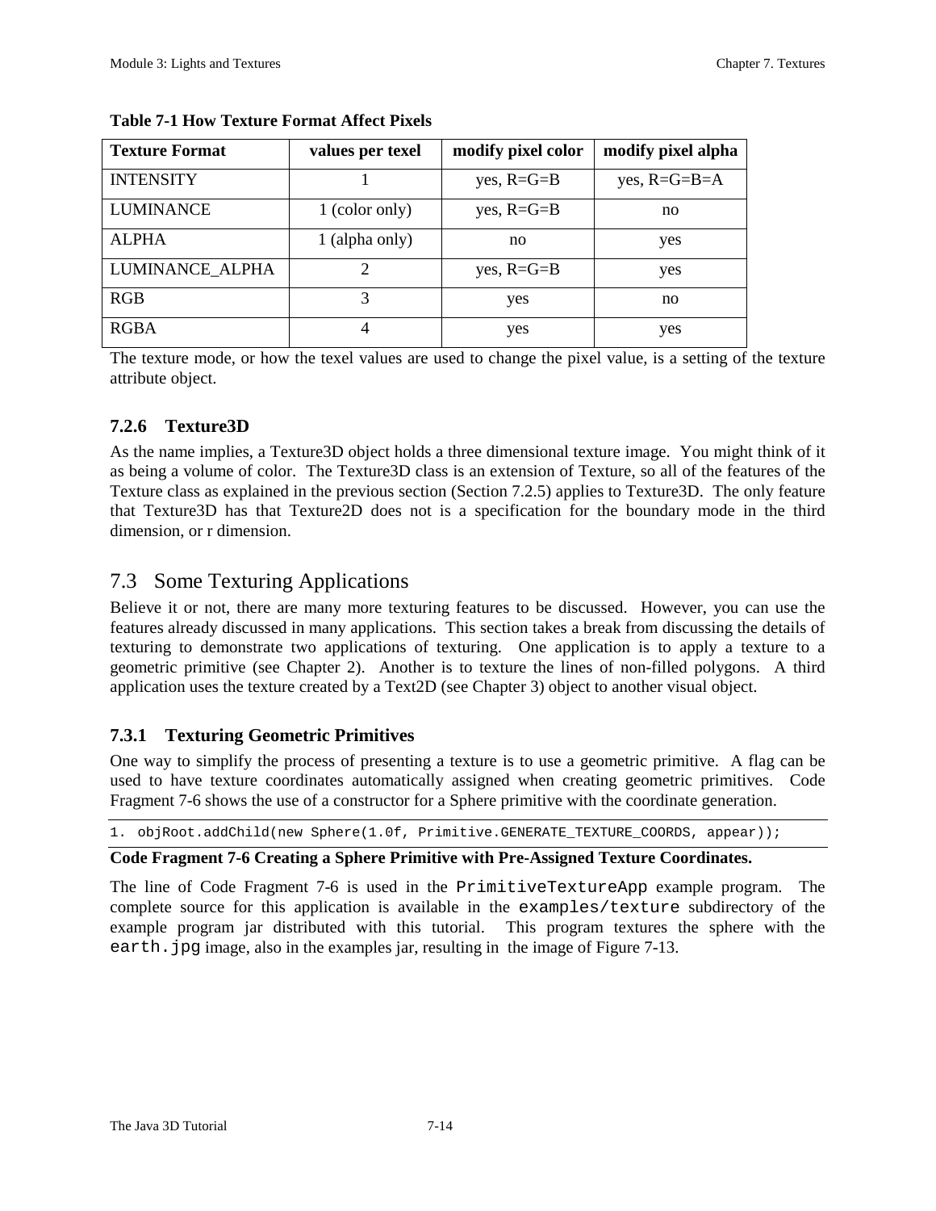**Table 7-1 How Texture Format Affect Pixels**

| Texture Format | values per texel | modify pixel color | modify pixel alpha |
|---|---|---|---|
| INTENSITY | 1 | yes, R=G=B | yes, R=G=B=A |
| LUMINANCE | 1 (color only) | yes, R=G=B | no |
| ALPHA | 1 (alpha only) | no | yes |
| LUMINANCE_ALPHA | 2 | yes, R=G=B | yes |
| RGB | 3 | yes | no |
| RGBA | 4 | yes | yes |

The texture mode, or how the texel values are used to change the pixel value, is a setting of the texture attribute object.

### 7.2.6 Texture3D

As the name implies, a Texture3D object holds a three dimensional texture image. You might think of it as being a volume of color. The Texture3D class is an extension of Texture, so all of the features of the Texture class as explained in the previous section (Section 7.2.5) applies to Texture3D. The only feature that Texture3D has that Texture2D does not is a specification for the boundary mode in the third dimension, or r dimension.

## 7.3 Some Texturing Applications

Believe it or not, there are many more texturing features to be discussed. However, you can use the features already discussed in many applications. This section takes a break from discussing the details of texturing to demonstrate two applications of texturing. One application is to apply a texture to a geometric primitive (see Chapter 2). Another is to texture the lines of non-filled polygons. A third application uses the texture created by a Text2D (see Chapter 3) object to another visual object.

### 7.3.1 Texturing Geometric Primitives

One way to simplify the process of presenting a texture is to use a geometric primitive. A flag can be used to have texture coordinates automatically assigned when creating geometric primitives. Code Fragment 7-6 shows the use of a constructor for a Sphere primitive with the coordinate generation.

```
1. objRoot.addChild(new Sphere(1.0f, Primitive.GENERATE_TEXTURE_COORDS, appear));
```

**Code Fragment 7-6 Creating a Sphere Primitive with Pre-Assigned Texture Coordinates.**

The line of Code Fragment 7-6 is used in the `PrimitiveTextureApp` example program. The complete source for this application is available in the `examples/texture` subdirectory of the example program jar distributed with this tutorial. This program textures the sphere with the `earth.jpg` image, also in the examples jar, resulting in the image of Figure 7-13.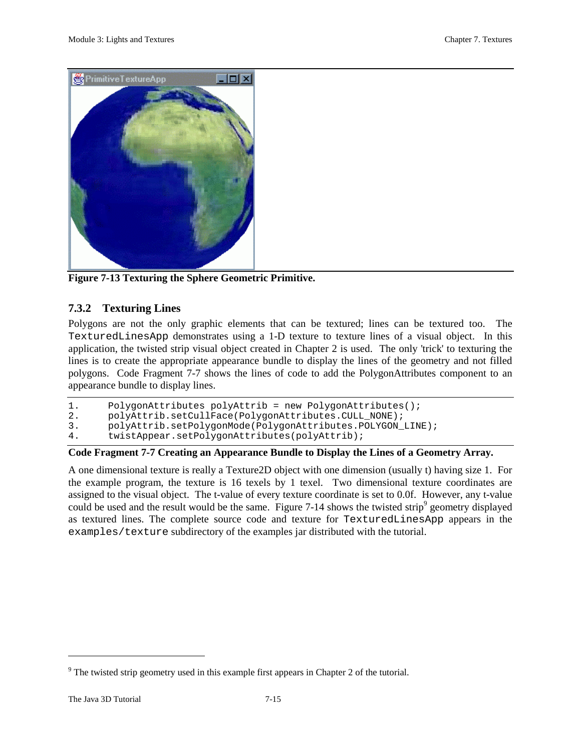Figure 7-13 Texturing the Sphere Geometric Primitive.

### 7.3.2 Texturing Lines

Polygons are not the only graphic elements that can be textured; lines can be textured too. The `TexturedLinesApp` demonstrates using a 1-D texture to texture lines of a visual object. In this application, the twisted strip visual object created in Chapter 2 is used. The only 'trick' to texturing the lines is to create the appropriate appearance bundle to display the lines of the geometry and not filled polygons. Code Fragment 7-7 shows the lines of code to add the PolygonAttributes component to an appearance bundle to display lines.

```
1.      PolygonAttributes polyAttrib = new PolygonAttributes();
2.      polyAttrib.setCullFace(PolygonAttributes.CULL_NONE);
3.      polyAttrib.setPolygonMode(PolygonAttributes.POLYGON_LINE);
4.      twistAppear.setPolygonAttributes(polyAttrib);
```

**Code Fragment 7-7 Creating an Appearance Bundle to Display the Lines of a Geometry Array.**

A one dimensional texture is really a Texture2D object with one dimension (usually t) having size 1. For the example program, the texture is 16 texels by 1 texel. Two dimensional texture coordinates are assigned to the visual object. The t-value of every texture coordinate is set to 0.0f. However, any t-value could be used and the result would be the same. Figure 7-14 shows the twisted strip[9] geometry displayed as textured lines. The complete source code and texture for `TexturedLinesApp` appears in the `examples/texture` subdirectory of the examples jar distributed with the tutorial.

---

[9] The twisted strip geometry used in this example first appears in Chapter 2 of the tutorial.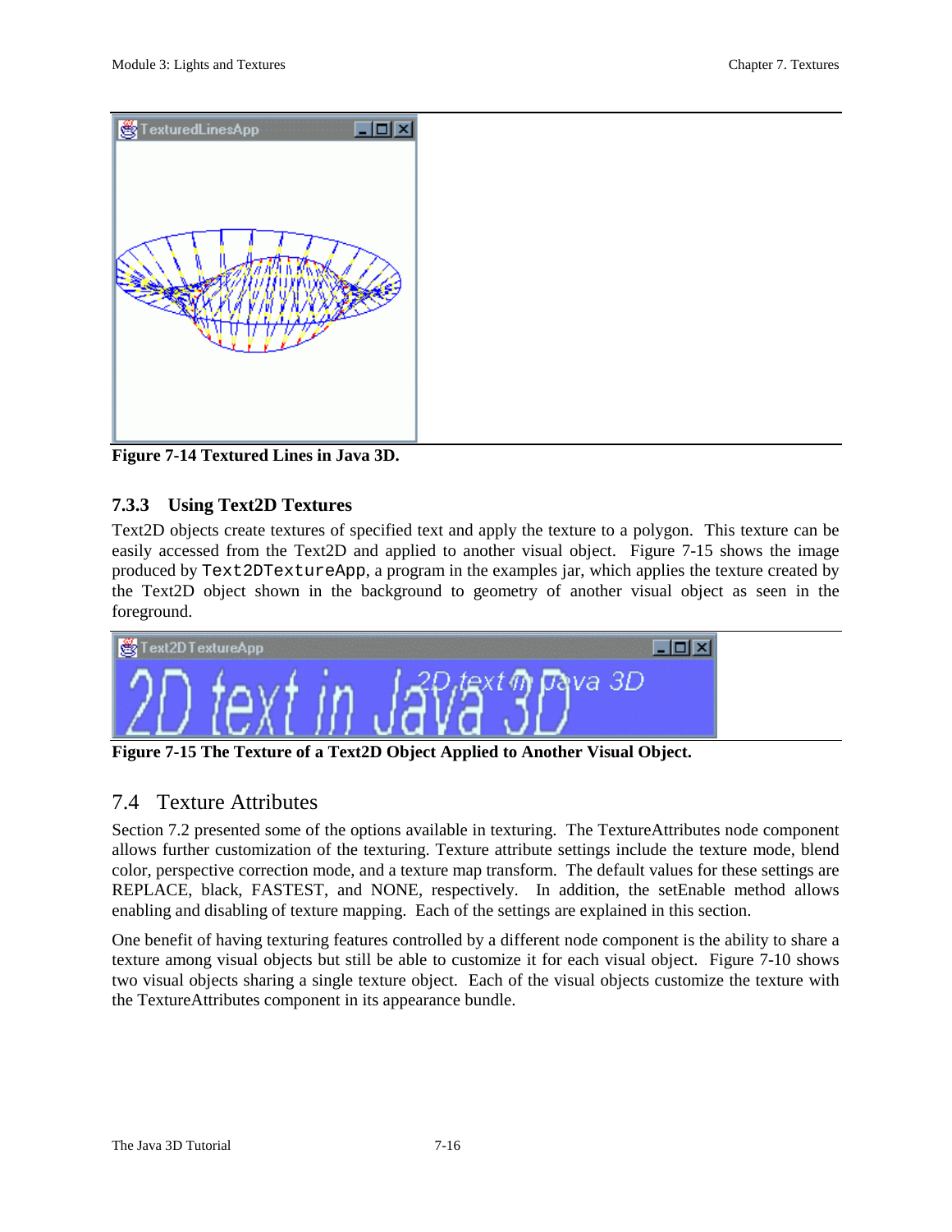Figure 7-14 Textured Lines in Java 3D.

### 7.3.3 Using Text2D Textures

Text2D objects create textures of specified text and apply the texture to a polygon. This texture can be easily accessed from the Text2D and applied to another visual object. Figure 7-15 shows the image produced by `Text2DTextureApp`, a program in the examples jar, which applies the texture created by the Text2D object shown in the background to geometry of another visual object as seen in the foreground.

Figure 7-15 The Texture of a Text2D Object Applied to Another Visual Object.

## 7.4 Texture Attributes

Section 7.2 presented some of the options available in texturing. The TextureAttributes node component allows further customization of the texturing. Texture attribute settings include the texture mode, blend color, perspective correction mode, and a texture map transform. The default values for these settings are REPLACE, black, FASTEST, and NONE, respectively. In addition, the setEnable method allows enabling and disabling of texture mapping. Each of the settings are explained in this section.

One benefit of having texturing features controlled by a different node component is the ability to share a texture among visual objects but still be able to customize it for each visual object. Figure 7-10 shows two visual objects sharing a single texture object. Each of the visual objects customize the texture with the TextureAttributes component in its appearance bundle.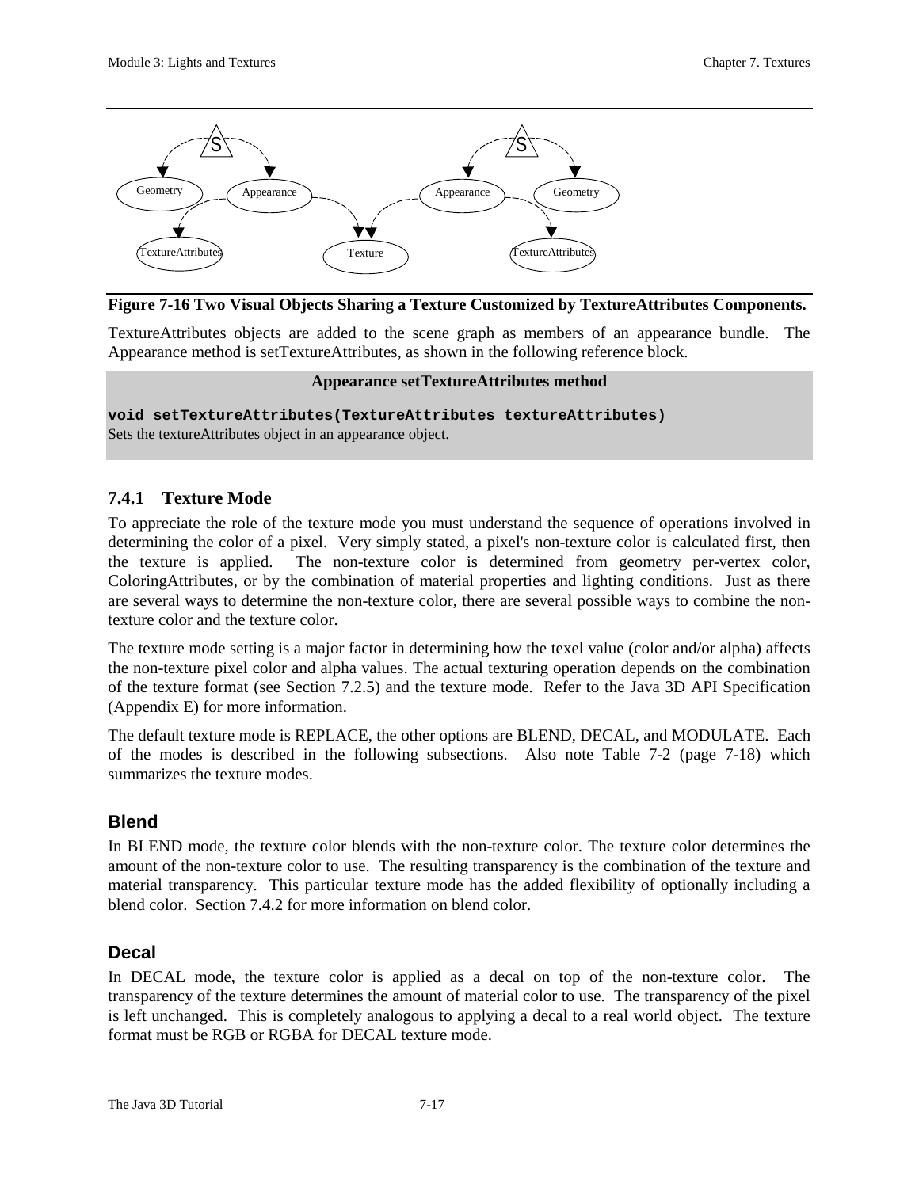**Figure 7-16 Two Visual Objects Sharing a Texture Customized by TextureAttributes Components.**

TextureAttributes objects are added to the scene graph as members of an appearance bundle. The Appearance method is setTextureAttributes, as shown in the following reference block.

**Appearance setTextureAttributes method**

```
void setTextureAttributes(TextureAttributes textureAttributes)
```

Sets the textureAttributes object in an appearance object.

### 7.4.1 Texture Mode

To appreciate the role of the texture mode you must understand the sequence of operations involved in determining the color of a pixel. Very simply stated, a pixel's non-texture color is calculated first, then the texture is applied. The non-texture color is determined from geometry per-vertex color, ColoringAttributes, or by the combination of material properties and lighting conditions. Just as there are several ways to determine the non-texture color, there are several possible ways to combine the non-texture color and the texture color.

The texture mode setting is a major factor in determining how the texel value (color and/or alpha) affects the non-texture pixel color and alpha values. The actual texturing operation depends on the combination of the texture format (see Section 7.2.5) and the texture mode. Refer to the Java 3D API Specification (Appendix E) for more information.

The default texture mode is REPLACE, the other options are BLEND, DECAL, and MODULATE. Each of the modes is described in the following subsections. Also note Table 7-2 (page 7-18) which summarizes the texture modes.

#### Blend

In BLEND mode, the texture color blends with the non-texture color. The texture color determines the amount of the non-texture color to use. The resulting transparency is the combination of the texture and material transparency. This particular texture mode has the added flexibility of optionally including a blend color. Section 7.4.2 for more information on blend color.

#### Decal

In DECAL mode, the texture color is applied as a decal on top of the non-texture color. The transparency of the texture determines the amount of material color to use. The transparency of the pixel is left unchanged. This is completely analogous to applying a decal to a real world object. The texture format must be RGB or RGBA for DECAL texture mode.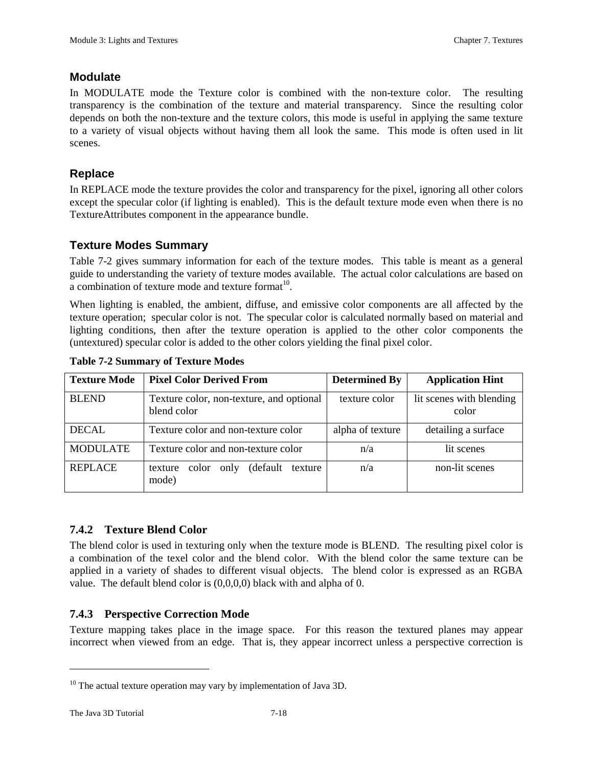### Modulate

In MODULATE mode the Texture color is combined with the non-texture color. The resulting transparency is the combination of the texture and material transparency. Since the resulting color depends on both the non-texture and the texture colors, this mode is useful in applying the same texture to a variety of visual objects without having them all look the same. This mode is often used in lit scenes.

### Replace

In REPLACE mode the texture provides the color and transparency for the pixel, ignoring all other colors except the specular color (if lighting is enabled). This is the default texture mode even when there is no TextureAttributes component in the appearance bundle.

### Texture Modes Summary

Table 7-2 gives summary information for each of the texture modes. This table is meant as a general guide to understanding the variety of texture modes available. The actual color calculations are based on a combination of texture mode and texture format[10].

When lighting is enabled, the ambient, diffuse, and emissive color components are all affected by the texture operation; specular color is not. The specular color is calculated normally based on material and lighting conditions, then after the texture operation is applied to the other color components the (untextured) specular color is added to the other colors yielding the final pixel color.

**Table 7-2 Summary of Texture Modes**

| Texture Mode | Pixel Color Derived From | Determined By | Application Hint |
| --- | --- | --- | --- |
| BLEND | Texture color, non-texture, and optional blend color | texture color | lit scenes with blending color |
| DECAL | Texture color and non-texture color | alpha of texture | detailing a surface |
| MODULATE | Texture color and non-texture color | n/a | lit scenes |
| REPLACE | texture color only (default texture mode) | n/a | non-lit scenes |

## 7.4.2 Texture Blend Color

The blend color is used in texturing only when the texture mode is BLEND. The resulting pixel color is a combination of the texel color and the blend color. With the blend color the same texture can be applied in a variety of shades to different visual objects. The blend color is expressed as an RGBA value. The default blend color is (0,0,0,0) black with and alpha of 0.

## 7.4.3 Perspective Correction Mode

Texture mapping takes place in the image space. For this reason the textured planes may appear incorrect when viewed from an edge. That is, they appear incorrect unless a perspective correction is

---

[10] The actual texture operation may vary by implementation of Java 3D.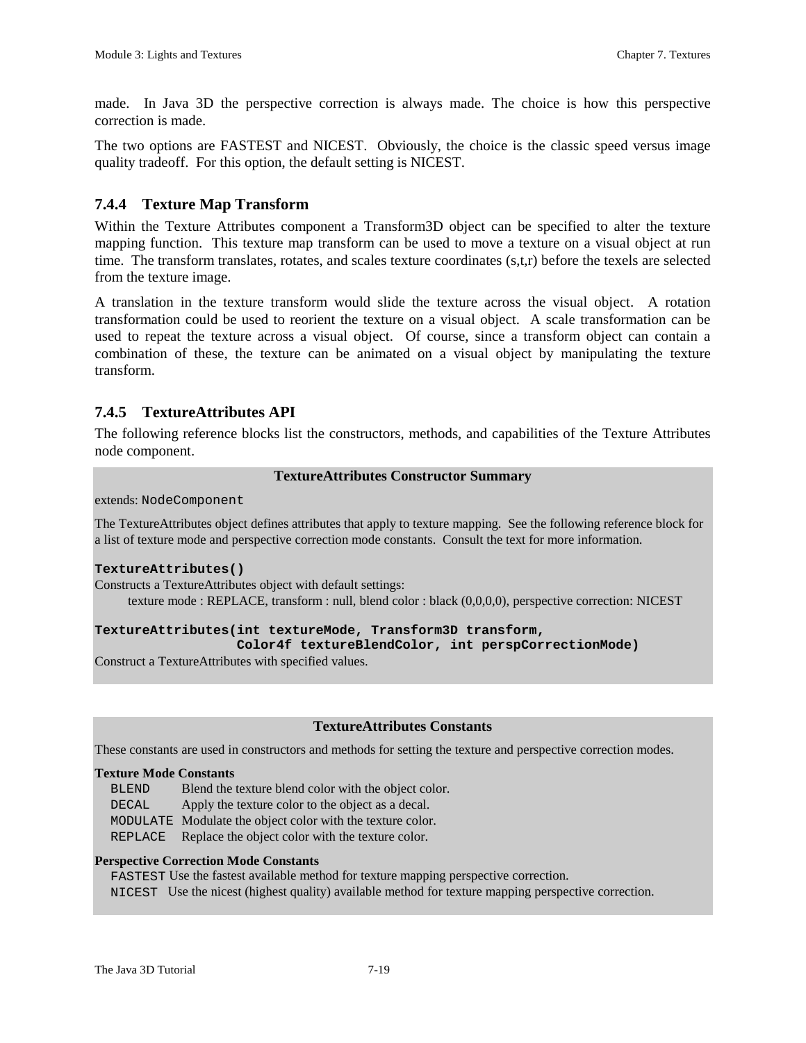made. In Java 3D the perspective correction is always made. The choice is how this perspective correction is made.

The two options are FASTEST and NICEST. Obviously, the choice is the classic speed versus image quality tradeoff. For this option, the default setting is NICEST.

### 7.4.4 Texture Map Transform

Within the Texture Attributes component a Transform3D object can be specified to alter the texture mapping function. This texture map transform can be used to move a texture on a visual object at run time. The transform translates, rotates, and scales texture coordinates (s,t,r) before the texels are selected from the texture image.

A translation in the texture transform would slide the texture across the visual object. A rotation transformation could be used to reorient the texture on a visual object. A scale transformation can be used to repeat the texture across a visual object. Of course, since a transform object can contain a combination of these, the texture can be animated on a visual object by manipulating the texture transform.

### 7.4.5 TextureAttributes API

The following reference blocks list the constructors, methods, and capabilities of the Texture Attributes node component.

**TextureAttributes Constructor Summary**

extends: `NodeComponent`

The TextureAttributes object defines attributes that apply to texture mapping. See the following reference block for a list of texture mode and perspective correction mode constants. Consult the text for more information.

**`TextureAttributes()`**

Constructs a TextureAttributes object with default settings:

texture mode : REPLACE, transform : null, blend color : black (0,0,0,0), perspective correction: NICEST

**`TextureAttributes(int textureMode, Transform3D transform, Color4f textureBlendColor, int perspCorrectionMode)`**

Construct a TextureAttributes with specified values.

**TextureAttributes Constants**

These constants are used in constructors and methods for setting the texture and perspective correction modes.

**Texture Mode Constants**

- `BLEND` Blend the texture blend color with the object color.
- `DECAL` Apply the texture color to the object as a decal.
- `MODULATE` Modulate the object color with the texture color.
- `REPLACE` Replace the object color with the texture color.

**Perspective Correction Mode Constants**

- `FASTEST` Use the fastest available method for texture mapping perspective correction.
- `NICEST` Use the nicest (highest quality) available method for texture mapping perspective correction.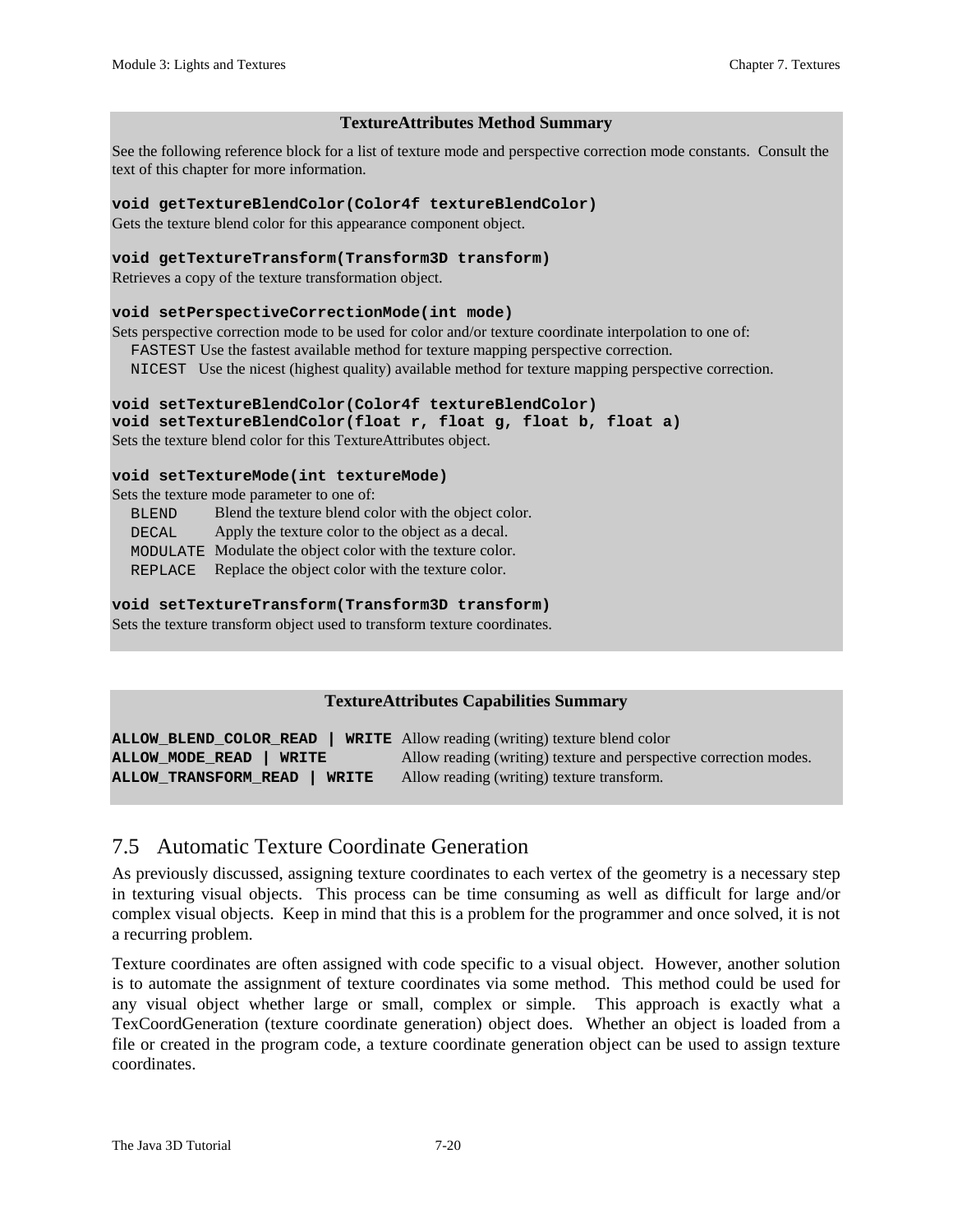**TextureAttributes Method Summary**

See the following reference block for a list of texture mode and perspective correction mode constants. Consult the text of this chapter for more information.

**`void getTextureBlendColor(Color4f textureBlendColor)`**
Gets the texture blend color for this appearance component object.

**`void getTextureTransform(Transform3D transform)`**
Retrieves a copy of the texture transformation object.

**`void setPerspectiveCorrectionMode(int mode)`**
Sets perspective correction mode to be used for color and/or texture coordinate interpolation to one of:
- `FASTEST` Use the fastest available method for texture mapping perspective correction.
- `NICEST` Use the nicest (highest quality) available method for texture mapping perspective correction.

**`void setTextureBlendColor(Color4f textureBlendColor)`**
**`void setTextureBlendColor(float r, float g, float b, float a)`**
Sets the texture blend color for this TextureAttributes object.

**`void setTextureMode(int textureMode)`**
Sets the texture mode parameter to one of:
- `BLEND` Blend the texture blend color with the object color.
- `DECAL` Apply the texture color to the object as a decal.
- `MODULATE` Modulate the object color with the texture color.
- `REPLACE` Replace the object color with the texture color.

**`void setTextureTransform(Transform3D transform)`**
Sets the texture transform object used to transform texture coordinates.

**TextureAttributes Capabilities Summary**

| Capability | Description |
|---|---|
| **`ALLOW_BLEND_COLOR_READ | WRITE`** | Allow reading (writing) texture blend color |
| **`ALLOW_MODE_READ | WRITE`** | Allow reading (writing) texture and perspective correction modes. |
| **`ALLOW_TRANSFORM_READ | WRITE`** | Allow reading (writing) texture transform. |

## 7.5 Automatic Texture Coordinate Generation

As previously discussed, assigning texture coordinates to each vertex of the geometry is a necessary step in texturing visual objects. This process can be time consuming as well as difficult for large and/or complex visual objects. Keep in mind that this is a problem for the programmer and once solved, it is not a recurring problem.

Texture coordinates are often assigned with code specific to a visual object. However, another solution is to automate the assignment of texture coordinates via some method. This method could be used for any visual object whether large or small, complex or simple. This approach is exactly what a TexCoordGeneration (texture coordinate generation) object does. Whether an object is loaded from a file or created in the program code, a texture coordinate generation object can be used to assign texture coordinates.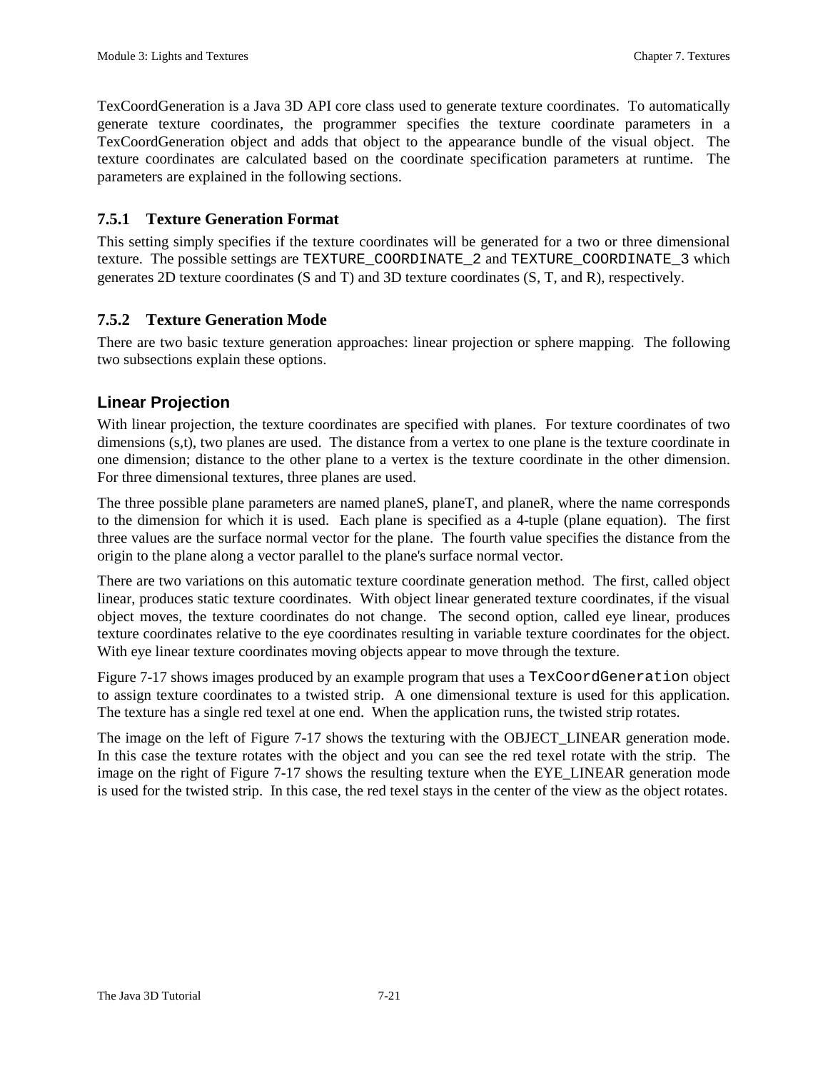TexCoordGeneration is a Java 3D API core class used to generate texture coordinates. To automatically generate texture coordinates, the programmer specifies the texture coordinate parameters in a TexCoordGeneration object and adds that object to the appearance bundle of the visual object. The texture coordinates are calculated based on the coordinate specification parameters at runtime. The parameters are explained in the following sections.

### 7.5.1 Texture Generation Format

This setting simply specifies if the texture coordinates will be generated for a two or three dimensional texture. The possible settings are `TEXTURE_COORDINATE_2` and `TEXTURE_COORDINATE_3` which generates 2D texture coordinates (S and T) and 3D texture coordinates (S, T, and R), respectively.

### 7.5.2 Texture Generation Mode

There are two basic texture generation approaches: linear projection or sphere mapping. The following two subsections explain these options.

#### Linear Projection

With linear projection, the texture coordinates are specified with planes. For texture coordinates of two dimensions (s,t), two planes are used. The distance from a vertex to one plane is the texture coordinate in one dimension; distance to the other plane to a vertex is the texture coordinate in the other dimension. For three dimensional textures, three planes are used.

The three possible plane parameters are named planeS, planeT, and planeR, where the name corresponds to the dimension for which it is used. Each plane is specified as a 4-tuple (plane equation). The first three values are the surface normal vector for the plane. The fourth value specifies the distance from the origin to the plane along a vector parallel to the plane's surface normal vector.

There are two variations on this automatic texture coordinate generation method. The first, called object linear, produces static texture coordinates. With object linear generated texture coordinates, if the visual object moves, the texture coordinates do not change. The second option, called eye linear, produces texture coordinates relative to the eye coordinates resulting in variable texture coordinates for the object. With eye linear texture coordinates moving objects appear to move through the texture.

Figure 7-17 shows images produced by an example program that uses a `TexCoordGeneration` object to assign texture coordinates to a twisted strip. A one dimensional texture is used for this application. The texture has a single red texel at one end. When the application runs, the twisted strip rotates.

The image on the left of Figure 7-17 shows the texturing with the OBJECT_LINEAR generation mode. In this case the texture rotates with the object and you can see the red texel rotate with the strip. The image on the right of Figure 7-17 shows the resulting texture when the EYE_LINEAR generation mode is used for the twisted strip. In this case, the red texel stays in the center of the view as the object rotates.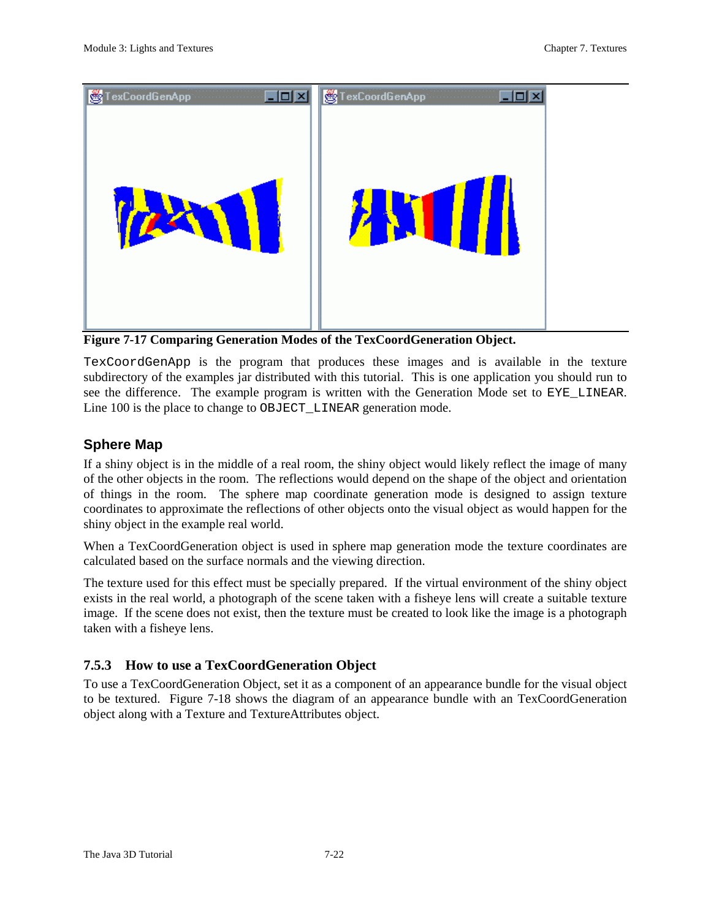**Figure 7-17 Comparing Generation Modes of the TexCoordGeneration Object.**

`TexCoordGenApp` is the program that produces these images and is available in the texture subdirectory of the examples jar distributed with this tutorial. This is one application you should run to see the difference. The example program is written with the Generation Mode set to `EYE_LINEAR`. Line 100 is the place to change to `OBJECT_LINEAR` generation mode.

## Sphere Map

If a shiny object is in the middle of a real room, the shiny object would likely reflect the image of many of the other objects in the room. The reflections would depend on the shape of the object and orientation of things in the room. The sphere map coordinate generation mode is designed to assign texture coordinates to approximate the reflections of other objects onto the visual object as would happen for the shiny object in the example real world.

When a TexCoordGeneration object is used in sphere map generation mode the texture coordinates are calculated based on the surface normals and the viewing direction.

The texture used for this effect must be specially prepared. If the virtual environment of the shiny object exists in the real world, a photograph of the scene taken with a fisheye lens will create a suitable texture image. If the scene does not exist, then the texture must be created to look like the image is a photograph taken with a fisheye lens.

### 7.5.3 How to use a TexCoordGeneration Object

To use a TexCoordGeneration Object, set it as a component of an appearance bundle for the visual object to be textured. Figure 7-18 shows the diagram of an appearance bundle with an TexCoordGeneration object along with a Texture and TextureAttributes object.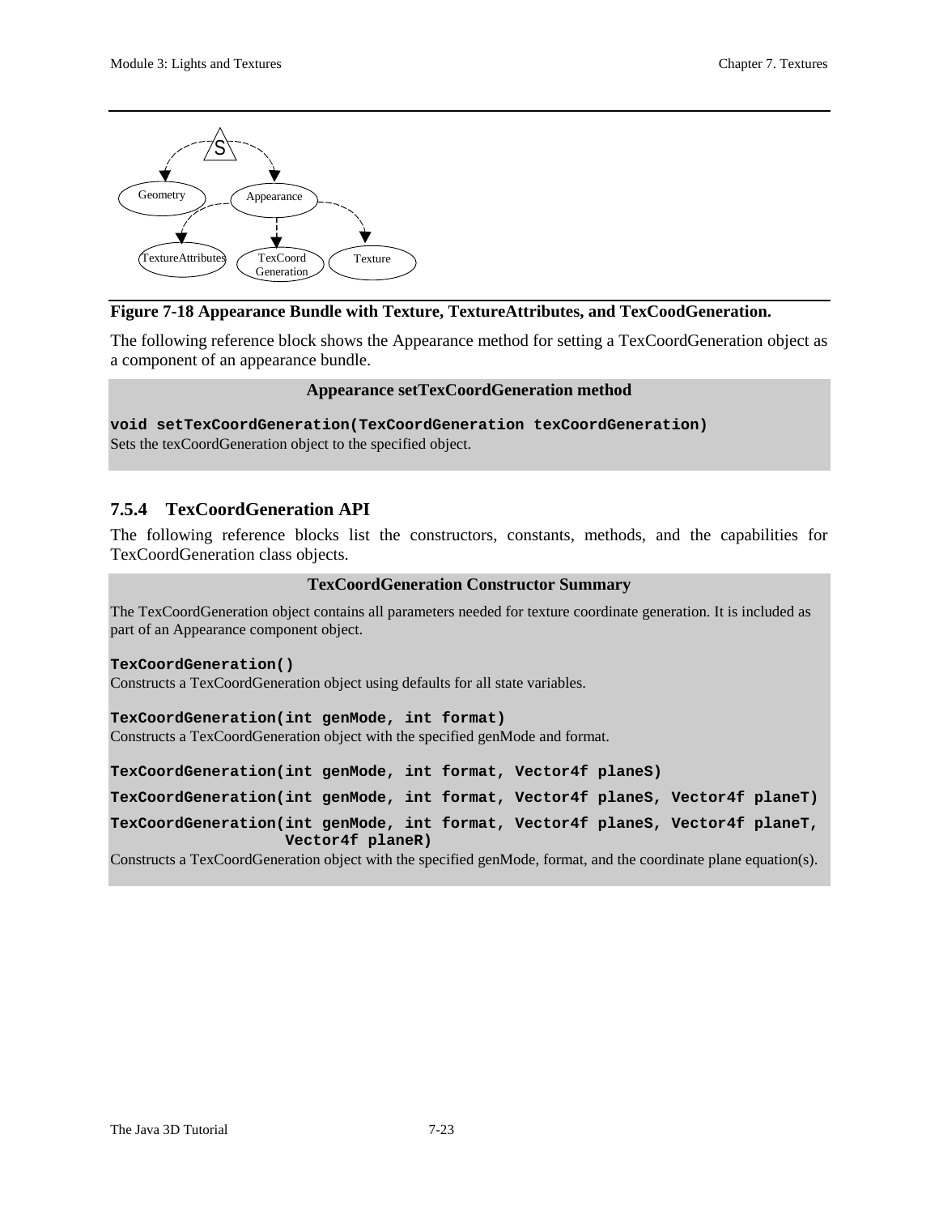**Figure 7-18 Appearance Bundle with Texture, TextureAttributes, and TexCoodGeneration.**

The following reference block shows the Appearance method for setting a TexCoordGeneration object as a component of an appearance bundle.

**Appearance setTexCoordGeneration method**

```
void setTexCoordGeneration(TexCoordGeneration texCoordGeneration)
```

Sets the texCoordGeneration object to the specified object.

### 7.5.4 TexCoordGeneration API

The following reference blocks list the constructors, constants, methods, and the capabilities for TexCoordGeneration class objects.

**TexCoordGeneration Constructor Summary**

The TexCoordGeneration object contains all parameters needed for texture coordinate generation. It is included as part of an Appearance component object.

```
TexCoordGeneration()
```

Constructs a TexCoordGeneration object using defaults for all state variables.

```
TexCoordGeneration(int genMode, int format)
```

Constructs a TexCoordGeneration object with the specified genMode and format.

```
TexCoordGeneration(int genMode, int format, Vector4f planeS)
TexCoordGeneration(int genMode, int format, Vector4f planeS, Vector4f planeT)
TexCoordGeneration(int genMode, int format, Vector4f planeS, Vector4f planeT,
                   Vector4f planeR)
```

Constructs a TexCoordGeneration object with the specified genMode, format, and the coordinate plane equation(s).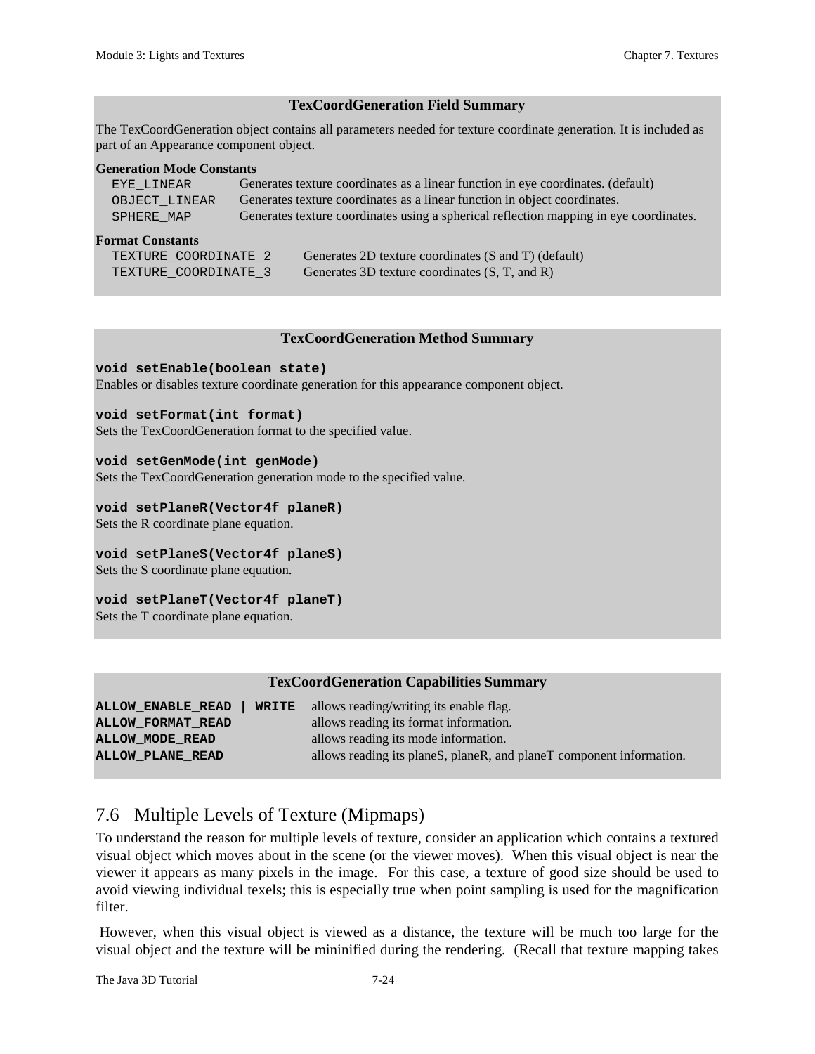**TexCoordGeneration Field Summary**

The TexCoordGeneration object contains all parameters needed for texture coordinate generation. It is included as part of an Appearance component object.

**Generation Mode Constants**

| | |
|---|---|
| `EYE_LINEAR` | Generates texture coordinates as a linear function in eye coordinates. (default) |
| `OBJECT_LINEAR` | Generates texture coordinates as a linear function in object coordinates. |
| `SPHERE_MAP` | Generates texture coordinates using a spherical reflection mapping in eye coordinates. |

**Format Constants**

| | |
|---|---|
| `TEXTURE_COORDINATE_2` | Generates 2D texture coordinates (S and T) (default) |
| `TEXTURE_COORDINATE_3` | Generates 3D texture coordinates (S, T, and R) |

**TexCoordGeneration Method Summary**

**`void setEnable(boolean state)`**
Enables or disables texture coordinate generation for this appearance component object.

**`void setFormat(int format)`**
Sets the TexCoordGeneration format to the specified value.

**`void setGenMode(int genMode)`**
Sets the TexCoordGeneration generation mode to the specified value.

**`void setPlaneR(Vector4f planeR)`**
Sets the R coordinate plane equation.

**`void setPlaneS(Vector4f planeS)`**
Sets the S coordinate plane equation.

**`void setPlaneT(Vector4f planeT)`**
Sets the T coordinate plane equation.

**TexCoordGeneration Capabilities Summary**

| | |
|---|---|
| **`ALLOW_ENABLE_READ | WRITE`** | allows reading/writing its enable flag. |
| **`ALLOW_FORMAT_READ`** | allows reading its format information. |
| **`ALLOW_MODE_READ`** | allows reading its mode information. |
| **`ALLOW_PLANE_READ`** | allows reading its planeS, planeR, and planeT component information. |

## 7.6 Multiple Levels of Texture (Mipmaps)

To understand the reason for multiple levels of texture, consider an application which contains a textured visual object which moves about in the scene (or the viewer moves). When this visual object is near the viewer it appears as many pixels in the image. For this case, a texture of good size should be used to avoid viewing individual texels; this is especially true when point sampling is used for the magnification filter.

However, when this visual object is viewed as a distance, the texture will be much too large for the visual object and the texture will be mininified during the rendering. (Recall that texture mapping takes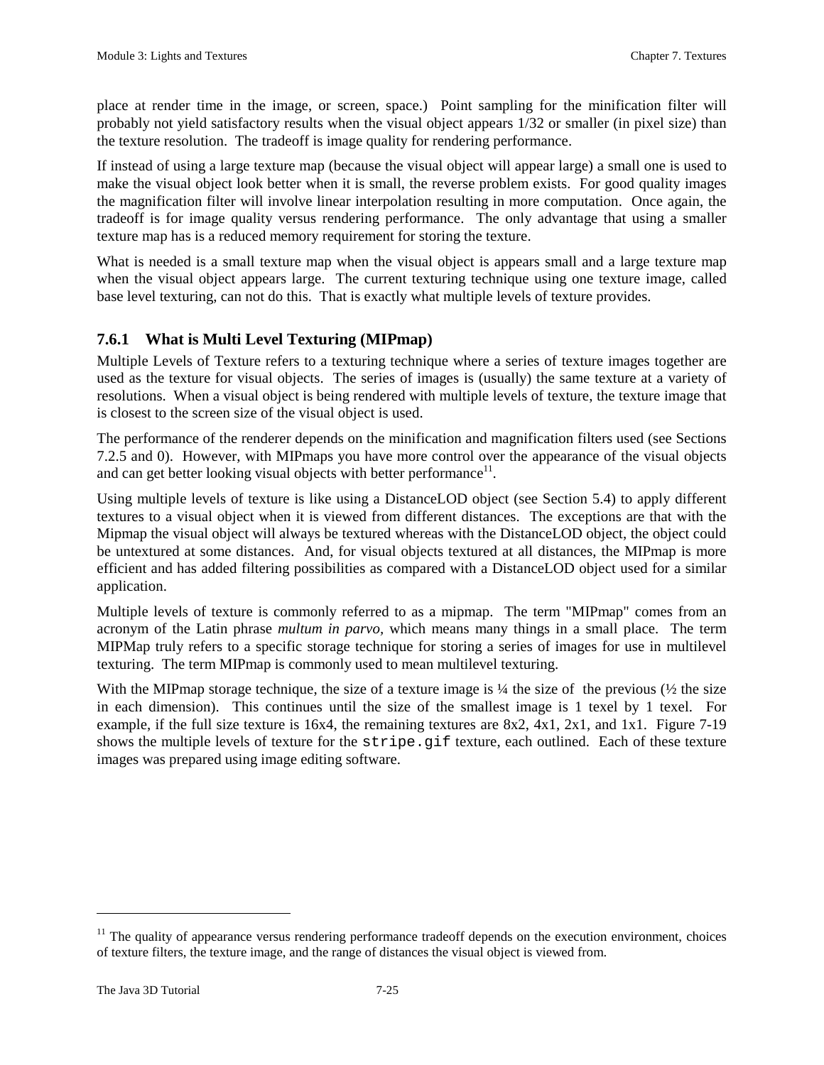place at render time in the image, or screen, space.) Point sampling for the minification filter will probably not yield satisfactory results when the visual object appears 1/32 or smaller (in pixel size) than the texture resolution. The tradeoff is image quality for rendering performance.

If instead of using a large texture map (because the visual object will appear large) a small one is used to make the visual object look better when it is small, the reverse problem exists. For good quality images the magnification filter will involve linear interpolation resulting in more computation. Once again, the tradeoff is for image quality versus rendering performance. The only advantage that using a smaller texture map has is a reduced memory requirement for storing the texture.

What is needed is a small texture map when the visual object is appears small and a large texture map when the visual object appears large. The current texturing technique using one texture image, called base level texturing, can not do this. That is exactly what multiple levels of texture provides.

### 7.6.1 What is Multi Level Texturing (MIPmap)

Multiple Levels of Texture refers to a texturing technique where a series of texture images together are used as the texture for visual objects. The series of images is (usually) the same texture at a variety of resolutions. When a visual object is being rendered with multiple levels of texture, the texture image that is closest to the screen size of the visual object is used.

The performance of the renderer depends on the minification and magnification filters used (see Sections 7.2.5 and 0). However, with MIPmaps you have more control over the appearance of the visual objects and can get better looking visual objects with better performance[11].

Using multiple levels of texture is like using a DistanceLOD object (see Section 5.4) to apply different textures to a visual object when it is viewed from different distances. The exceptions are that with the Mipmap the visual object will always be textured whereas with the DistanceLOD object, the object could be untextured at some distances. And, for visual objects textured at all distances, the MIPmap is more efficient and has added filtering possibilities as compared with a DistanceLOD object used for a similar application.

Multiple levels of texture is commonly referred to as a mipmap. The term "MIPmap" comes from an acronym of the Latin phrase *multum in parvo,* which means many things in a small place. The term MIPMap truly refers to a specific storage technique for storing a series of images for use in multilevel texturing. The term MIPmap is commonly used to mean multilevel texturing.

With the MIPmap storage technique, the size of a texture image is ¼ the size of the previous (½ the size in each dimension). This continues until the size of the smallest image is 1 texel by 1 texel. For example, if the full size texture is 16x4, the remaining textures are 8x2, 4x1, 2x1, and 1x1. Figure 7-19 shows the multiple levels of texture for the `stripe.gif` texture, each outlined. Each of these texture images was prepared using image editing software.

---

[11] The quality of appearance versus rendering performance tradeoff depends on the execution environment, choices of texture filters, the texture image, and the range of distances the visual object is viewed from.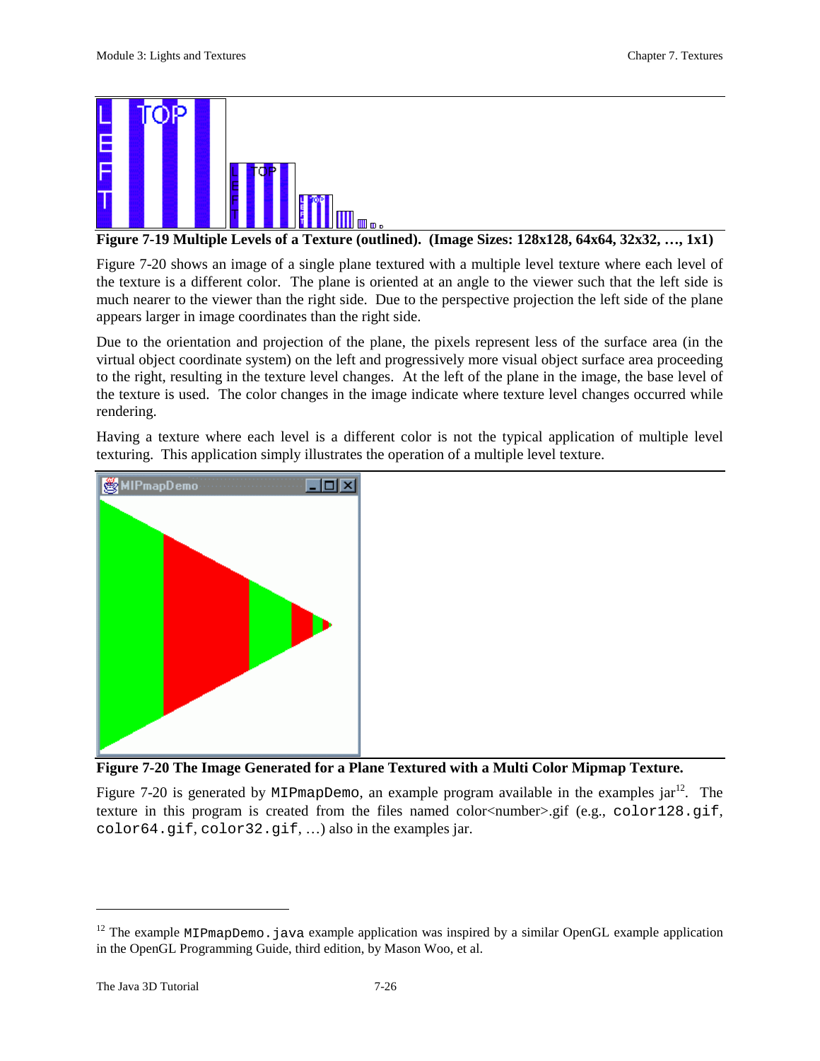**Figure 7-19 Multiple Levels of a Texture (outlined). (Image Sizes: 128x128, 64x64, 32x32, …, 1x1)**

Figure 7-20 shows an image of a single plane textured with a multiple level texture where each level of the texture is a different color. The plane is oriented at an angle to the viewer such that the left side is much nearer to the viewer than the right side. Due to the perspective projection the left side of the plane appears larger in image coordinates than the right side.

Due to the orientation and projection of the plane, the pixels represent less of the surface area (in the virtual object coordinate system) on the left and progressively more visual object surface area proceeding to the right, resulting in the texture level changes. At the left of the plane in the image, the base level of the texture is used. The color changes in the image indicate where texture level changes occurred while rendering.

Having a texture where each level is a different color is not the typical application of multiple level texturing. This application simply illustrates the operation of a multiple level texture.

**Figure 7-20 The Image Generated for a Plane Textured with a Multi Color Mipmap Texture.**

Figure 7-20 is generated by `MIPmapDemo`, an example program available in the examples jar[12]. The texture in this program is created from the files named color<number>.gif (e.g., `color128.gif`, `color64.gif`, `color32.gif`, …) also in the examples jar.

---

[12] The example `MIPmapDemo.java` example application was inspired by a similar OpenGL example application in the OpenGL Programming Guide, third edition, by Mason Woo, et al.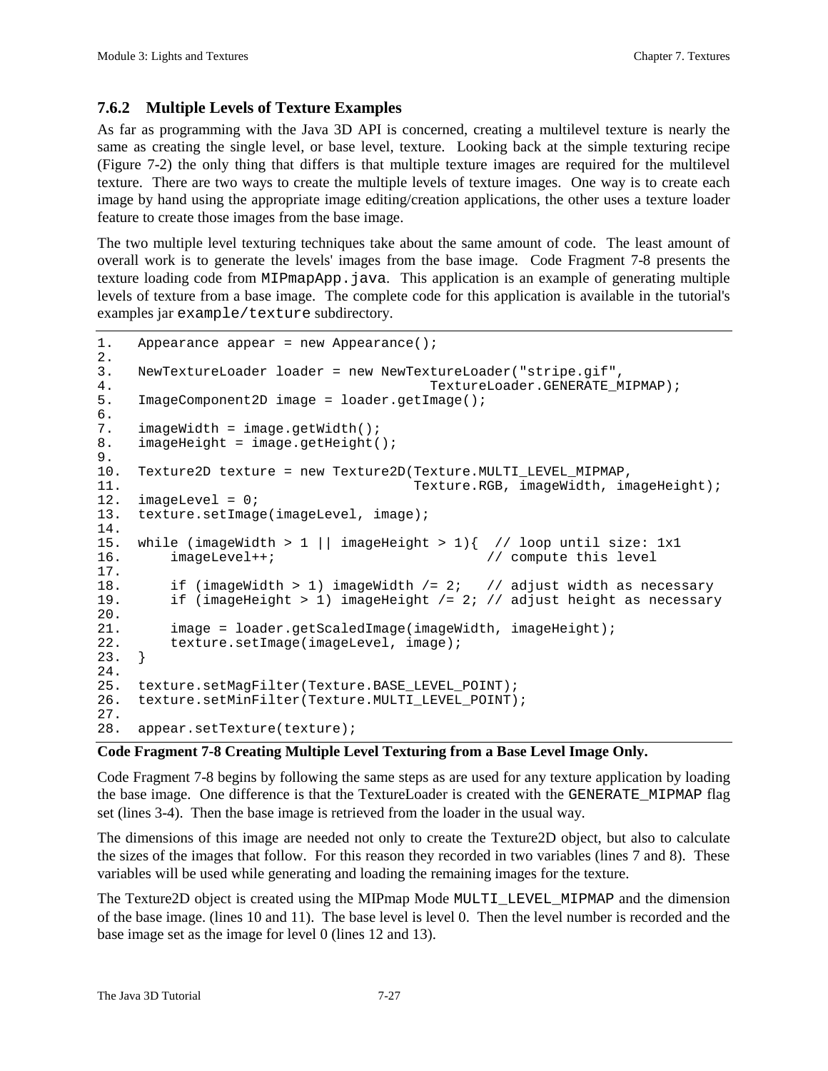### 7.6.2 Multiple Levels of Texture Examples

As far as programming with the Java 3D API is concerned, creating a multilevel texture is nearly the same as creating the single level, or base level, texture. Looking back at the simple texturing recipe (Figure 7-2) the only thing that differs is that multiple texture images are required for the multilevel texture. There are two ways to create the multiple levels of texture images. One way is to create each image by hand using the appropriate image editing/creation applications, the other uses a texture loader feature to create those images from the base image.

The two multiple level texturing techniques take about the same amount of code. The least amount of overall work is to generate the levels' images from the base image. Code Fragment 7-8 presents the texture loading code from `MIPmapApp.java`. This application is an example of generating multiple levels of texture from a base image. The complete code for this application is available in the tutorial's examples jar `example/texture` subdirectory.

```
1.   Appearance appear = new Appearance();
2.
3.   NewTextureLoader loader = new NewTextureLoader("stripe.gif",
4.                                       TextureLoader.GENERATE_MIPMAP);
5.   ImageComponent2D image = loader.getImage();
6.
7.   imageWidth = image.getWidth();
8.   imageHeight = image.getHeight();
9.
10.  Texture2D texture = new Texture2D(Texture.MULTI_LEVEL_MIPMAP,
11.                                    Texture.RGB, imageWidth, imageHeight);
12.  imageLevel = 0;
13.  texture.setImage(imageLevel, image);
14.
15.  while (imageWidth > 1 || imageHeight > 1){  // loop until size: 1x1
16.      imageLevel++;                         // compute this level
17.
18.      if (imageWidth > 1) imageWidth /= 2;   // adjust width as necessary
19.      if (imageHeight > 1) imageHeight /= 2; // adjust height as necessary
20.
21.      image = loader.getScaledImage(imageWidth, imageHeight);
22.      texture.setImage(imageLevel, image);
23.  }
24.
25.  texture.setMagFilter(Texture.BASE_LEVEL_POINT);
26.  texture.setMinFilter(Texture.MULTI_LEVEL_POINT);
27.
28.  appear.setTexture(texture);
```

**Code Fragment 7-8 Creating Multiple Level Texturing from a Base Level Image Only.**

Code Fragment 7-8 begins by following the same steps as are used for any texture application by loading the base image. One difference is that the TextureLoader is created with the `GENERATE_MIPMAP` flag set (lines 3-4). Then the base image is retrieved from the loader in the usual way.

The dimensions of this image are needed not only to create the Texture2D object, but also to calculate the sizes of the images that follow. For this reason they recorded in two variables (lines 7 and 8). These variables will be used while generating and loading the remaining images for the texture.

The Texture2D object is created using the MIPmap Mode `MULTI_LEVEL_MIPMAP` and the dimension of the base image. (lines 10 and 11). The base level is level 0. Then the level number is recorded and the base image set as the image for level 0 (lines 12 and 13).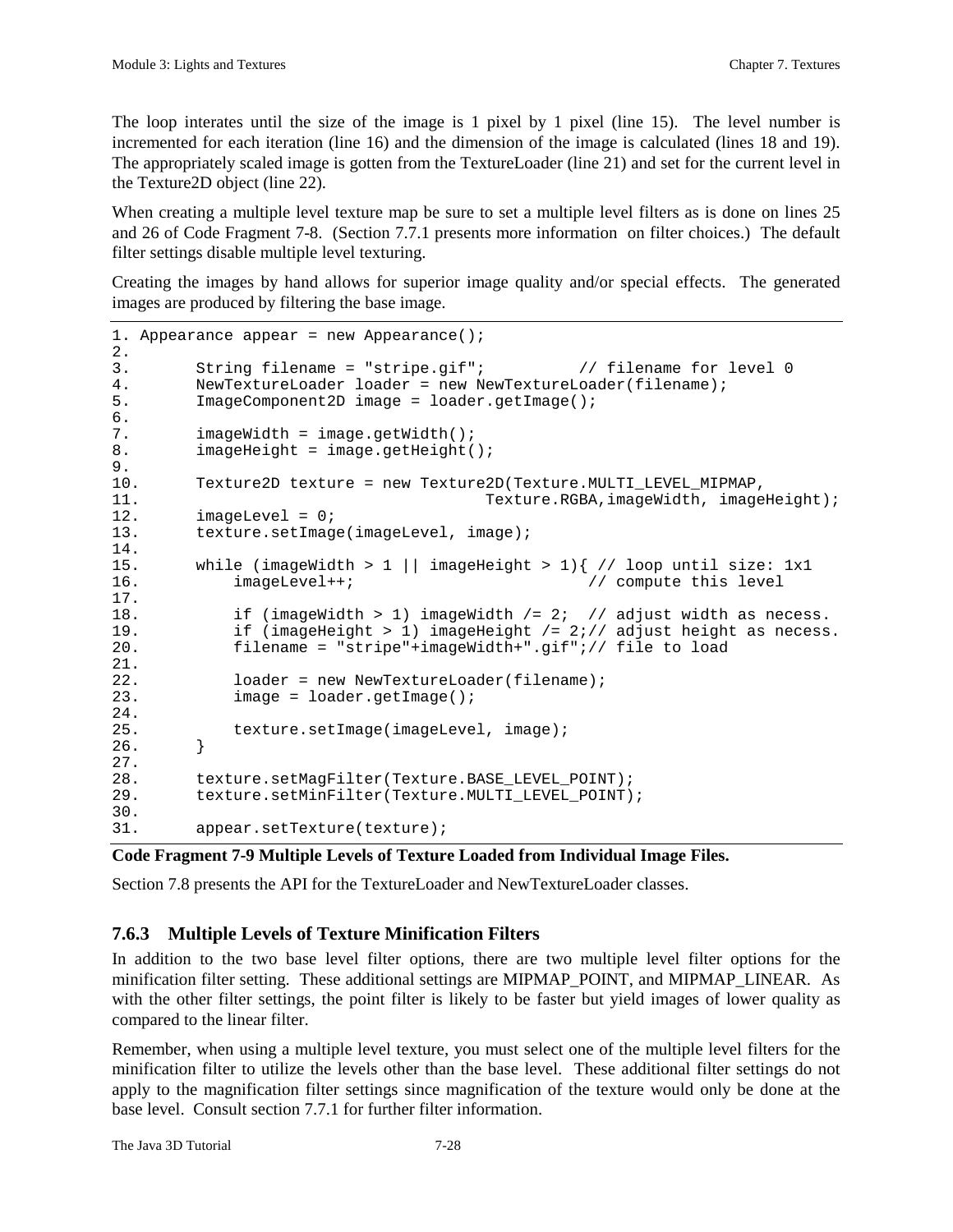The loop interates until the size of the image is 1 pixel by 1 pixel (line 15). The level number is incremented for each iteration (line 16) and the dimension of the image is calculated (lines 18 and 19). The appropriately scaled image is gotten from the TextureLoader (line 21) and set for the current level in the Texture2D object (line 22).

When creating a multiple level texture map be sure to set a multiple level filters as is done on lines 25 and 26 of Code Fragment 7-8. (Section 7.7.1 presents more information on filter choices.) The default filter settings disable multiple level texturing.

Creating the images by hand allows for superior image quality and/or special effects. The generated images are produced by filtering the base image.

```
1. Appearance appear = new Appearance();
2.
3.       String filename = "stripe.gif";          // filename for level 0
4.       NewTextureLoader loader = new NewTextureLoader(filename);
5.       ImageComponent2D image = loader.getImage();
6.
7.       imageWidth = image.getWidth();
8.       imageHeight = image.getHeight();
9.
10.      Texture2D texture = new Texture2D(Texture.MULTI_LEVEL_MIPMAP,
11.                                   Texture.RGBA,imageWidth, imageHeight);
12.      imageLevel = 0;
13.      texture.setImage(imageLevel, image);
14.
15.      while (imageWidth > 1 || imageHeight > 1){ // loop until size: 1x1
16.          imageLevel++;                          // compute this level
17.
18.          if (imageWidth > 1) imageWidth /= 2;  // adjust width as necess.
19.          if (imageHeight > 1) imageHeight /= 2;// adjust height as necess.
20.          filename = "stripe"+imageWidth+".gif";// file to load
21.
22.          loader = new NewTextureLoader(filename);
23.          image = loader.getImage();
24.
25.          texture.setImage(imageLevel, image);
26.      }
27.
28.      texture.setMagFilter(Texture.BASE_LEVEL_POINT);
29.      texture.setMinFilter(Texture.MULTI_LEVEL_POINT);
30.
31.      appear.setTexture(texture);
```

**Code Fragment 7-9 Multiple Levels of Texture Loaded from Individual Image Files.**

Section 7.8 presents the API for the TextureLoader and NewTextureLoader classes.

### 7.6.3 Multiple Levels of Texture Minification Filters

In addition to the two base level filter options, there are two multiple level filter options for the minification filter setting. These additional settings are MIPMAP_POINT, and MIPMAP_LINEAR. As with the other filter settings, the point filter is likely to be faster but yield images of lower quality as compared to the linear filter.

Remember, when using a multiple level texture, you must select one of the multiple level filters for the minification filter to utilize the levels other than the base level. These additional filter settings do not apply to the magnification filter settings since magnification of the texture would only be done at the base level. Consult section 7.7.1 for further filter information.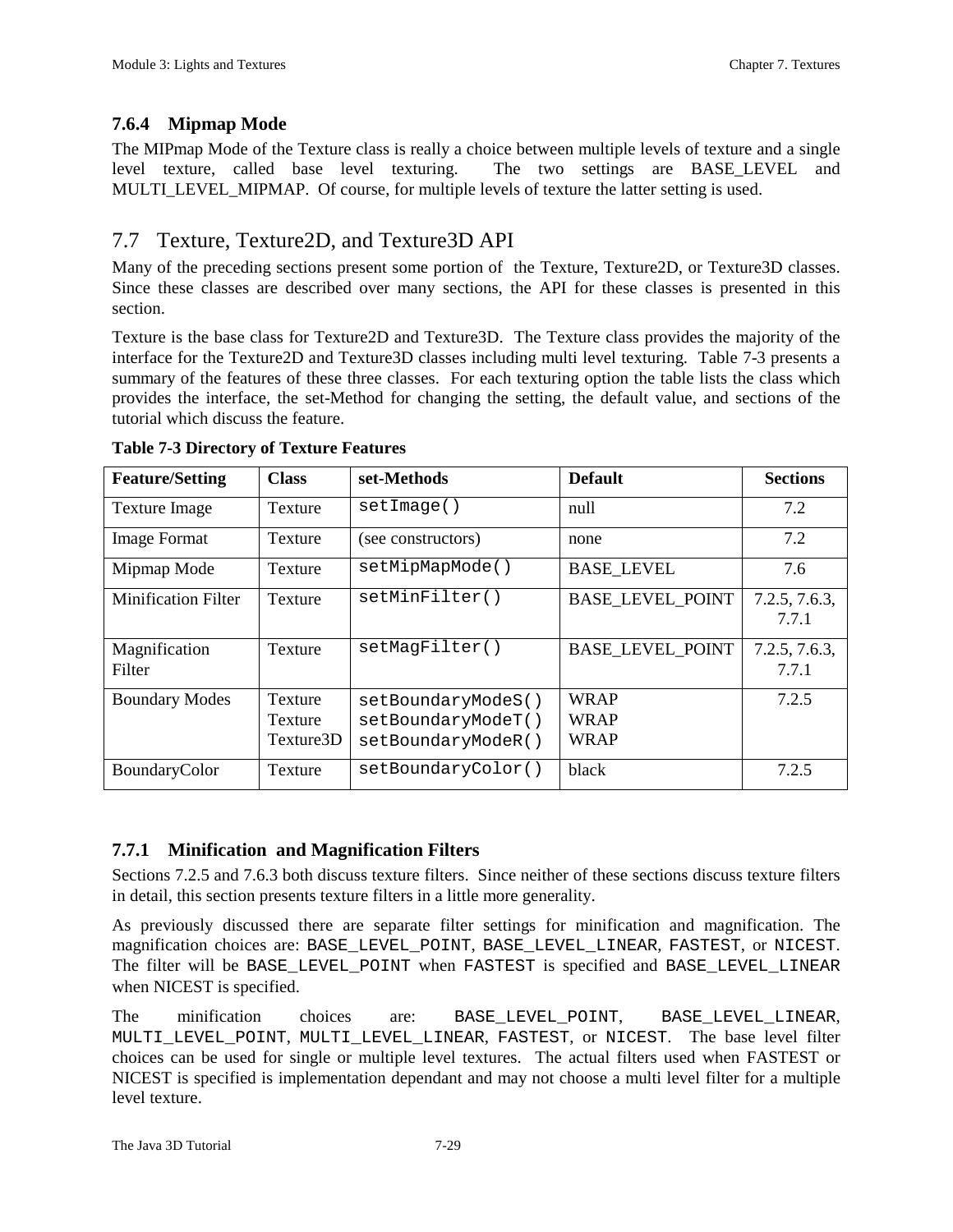### 7.6.4 Mipmap Mode

The MIPmap Mode of the Texture class is really a choice between multiple levels of texture and a single level texture, called base level texturing. The two settings are BASE_LEVEL and MULTI_LEVEL_MIPMAP. Of course, for multiple levels of texture the latter setting is used.

## 7.7 Texture, Texture2D, and Texture3D API

Many of the preceding sections present some portion of the Texture, Texture2D, or Texture3D classes. Since these classes are described over many sections, the API for these classes is presented in this section.

Texture is the base class for Texture2D and Texture3D. The Texture class provides the majority of the interface for the Texture2D and Texture3D classes including multi level texturing. Table 7-3 presents a summary of the features of these three classes. For each texturing option the table lists the class which provides the interface, the set-Method for changing the setting, the default value, and sections of the tutorial which discuss the feature.

**Table 7-3 Directory of Texture Features**

| Feature/Setting | Class | set-Methods | Default | Sections |
|---|---|---|---|---|
| Texture Image | Texture | `setImage()` | null | 7.2 |
| Image Format | Texture | (see constructors) | none | 7.2 |
| Mipmap Mode | Texture | `setMipMapMode()` | BASE_LEVEL | 7.6 |
| Minification Filter | Texture | `setMinFilter()` | BASE_LEVEL_POINT | 7.2.5, 7.6.3, 7.7.1 |
| Magnification Filter | Texture | `setMagFilter()` | BASE_LEVEL_POINT | 7.2.5, 7.6.3, 7.7.1 |
| Boundary Modes | Texture<br>Texture<br>Texture3D | `setBoundaryModeS()`<br>`setBoundaryModeT()`<br>`setBoundaryModeR()` | WRAP<br>WRAP<br>WRAP | 7.2.5 |
| BoundaryColor | Texture | `setBoundaryColor()` | black | 7.2.5 |

### 7.7.1 Minification and Magnification Filters

Sections 7.2.5 and 7.6.3 both discuss texture filters. Since neither of these sections discuss texture filters in detail, this section presents texture filters in a little more generality.

As previously discussed there are separate filter settings for minification and magnification. The magnification choices are: `BASE_LEVEL_POINT`, `BASE_LEVEL_LINEAR`, `FASTEST`, or `NICEST`. The filter will be `BASE_LEVEL_POINT` when `FASTEST` is specified and `BASE_LEVEL_LINEAR` when NICEST is specified.

The minification choices are: `BASE_LEVEL_POINT`, `BASE_LEVEL_LINEAR`, `MULTI_LEVEL_POINT`, `MULTI_LEVEL_LINEAR`, `FASTEST`, or `NICEST`. The base level filter choices can be used for single or multiple level textures. The actual filters used when FASTEST or NICEST is specified is implementation dependant and may not choose a multi level filter for a multiple level texture.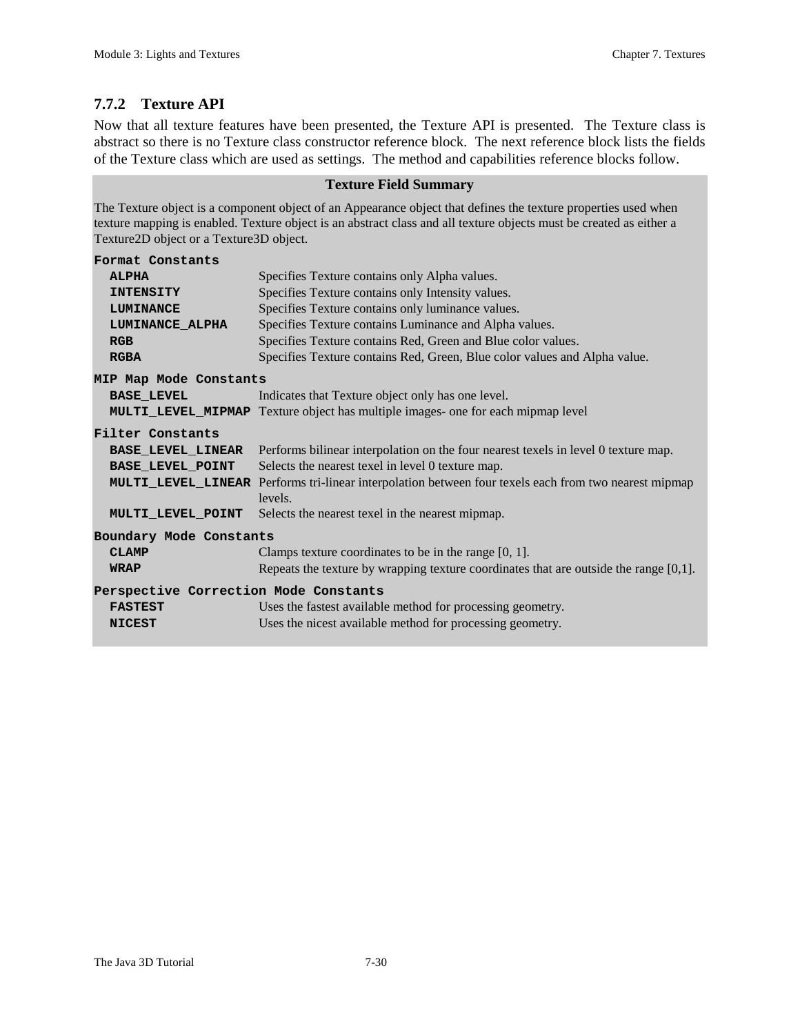### 7.7.2 Texture API

Now that all texture features have been presented, the Texture API is presented. The Texture class is abstract so there is no Texture class constructor reference block. The next reference block lists the fields of the Texture class which are used as settings. The method and capabilities reference blocks follow.

**Texture Field Summary**

The Texture object is a component object of an Appearance object that defines the texture properties used when texture mapping is enabled. Texture object is an abstract class and all texture objects must be created as either a Texture2D object or a Texture3D object.

**`Format Constants`**

| | |
|---|---|
| **`ALPHA`** | Specifies Texture contains only Alpha values. |
| **`INTENSITY`** | Specifies Texture contains only Intensity values. |
| **`LUMINANCE`** | Specifies Texture contains only luminance values. |
| **`LUMINANCE_ALPHA`** | Specifies Texture contains Luminance and Alpha values. |
| **`RGB`** | Specifies Texture contains Red, Green and Blue color values. |
| **`RGBA`** | Specifies Texture contains Red, Green, Blue color values and Alpha value. |

**`MIP Map Mode Constants`**

| | |
|---|---|
| **`BASE_LEVEL`** | Indicates that Texture object only has one level. |
| **`MULTI_LEVEL_MIPMAP`** | Texture object has multiple images- one for each mipmap level |

**`Filter Constants`**

| | |
|---|---|
| **`BASE_LEVEL_LINEAR`** | Performs bilinear interpolation on the four nearest texels in level 0 texture map. |
| **`BASE_LEVEL_POINT`** | Selects the nearest texel in level 0 texture map. |
| **`MULTI_LEVEL_LINEAR`** | Performs tri-linear interpolation between four texels each from two nearest mipmap levels. |
| **`MULTI_LEVEL_POINT`** | Selects the nearest texel in the nearest mipmap. |

**`Boundary Mode Constants`**

| | |
|---|---|
| **`CLAMP`** | Clamps texture coordinates to be in the range [0, 1]. |
| **`WRAP`** | Repeats the texture by wrapping texture coordinates that are outside the range [0,1]. |

**`Perspective Correction Mode Constants`**

| | |
|---|---|
| **`FASTEST`** | Uses the fastest available method for processing geometry. |
| **`NICEST`** | Uses the nicest available method for processing geometry. |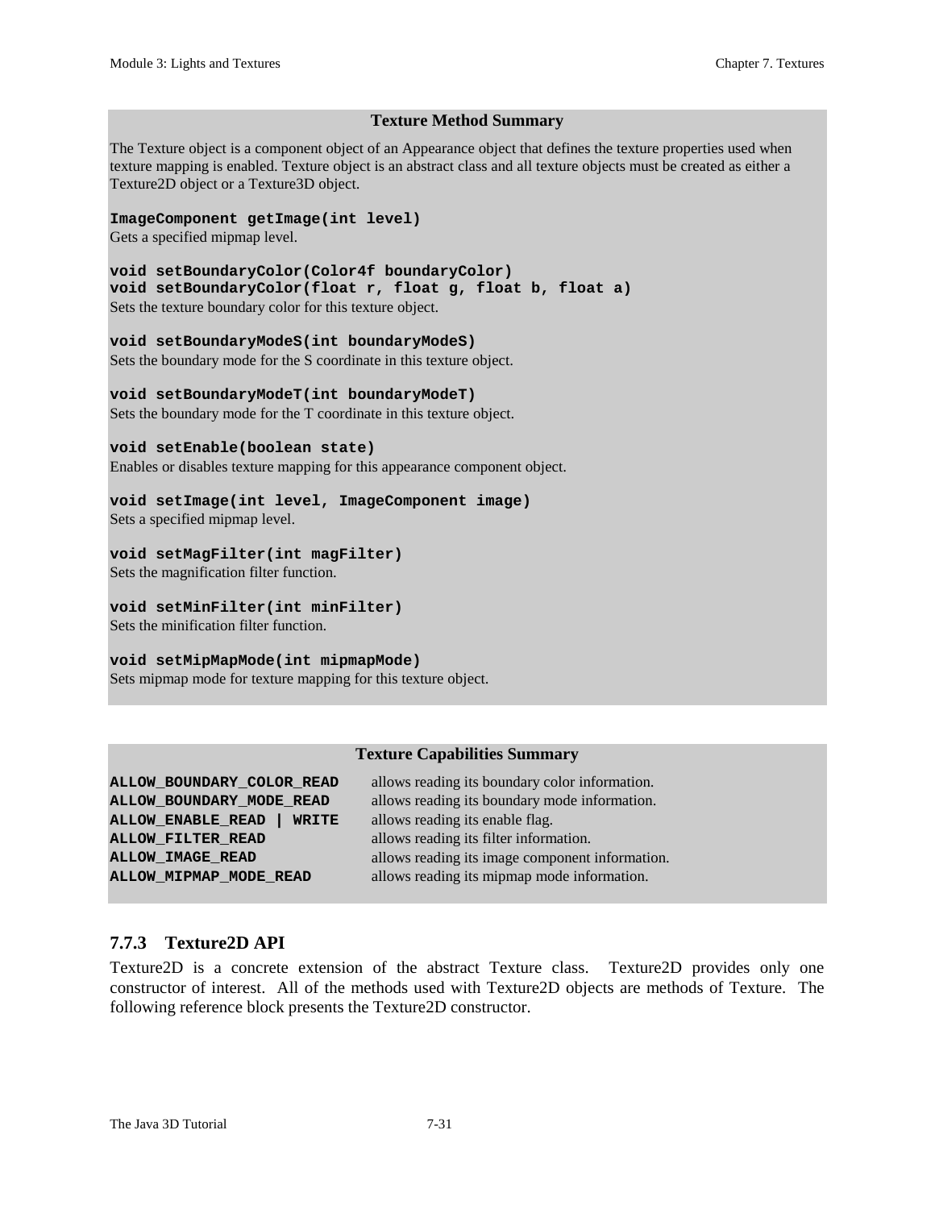**Texture Method Summary**

The Texture object is a component object of an Appearance object that defines the texture properties used when texture mapping is enabled. Texture object is an abstract class and all texture objects must be created as either a Texture2D object or a Texture3D object.

**`ImageComponent getImage(int level)`**
Gets a specified mipmap level.

**`void setBoundaryColor(Color4f boundaryColor)`**
**`void setBoundaryColor(float r, float g, float b, float a)`**
Sets the texture boundary color for this texture object.

**`void setBoundaryModeS(int boundaryModeS)`**
Sets the boundary mode for the S coordinate in this texture object.

**`void setBoundaryModeT(int boundaryModeT)`**
Sets the boundary mode for the T coordinate in this texture object.

**`void setEnable(boolean state)`**
Enables or disables texture mapping for this appearance component object.

**`void setImage(int level, ImageComponent image)`**
Sets a specified mipmap level.

**`void setMagFilter(int magFilter)`**
Sets the magnification filter function.

**`void setMinFilter(int minFilter)`**
Sets the minification filter function.

**`void setMipMapMode(int mipmapMode)`**
Sets mipmap mode for texture mapping for this texture object.

**Texture Capabilities Summary**

| | |
|---|---|
| **`ALLOW_BOUNDARY_COLOR_READ`** | allows reading its boundary color information. |
| **`ALLOW_BOUNDARY_MODE_READ`** | allows reading its boundary mode information. |
| **`ALLOW_ENABLE_READ | WRITE`** | allows reading its enable flag. |
| **`ALLOW_FILTER_READ`** | allows reading its filter information. |
| **`ALLOW_IMAGE_READ`** | allows reading its image component information. |
| **`ALLOW_MIPMAP_MODE_READ`** | allows reading its mipmap mode information. |

### 7.7.3 Texture2D API

Texture2D is a concrete extension of the abstract Texture class. Texture2D provides only one constructor of interest. All of the methods used with Texture2D objects are methods of Texture. The following reference block presents the Texture2D constructor.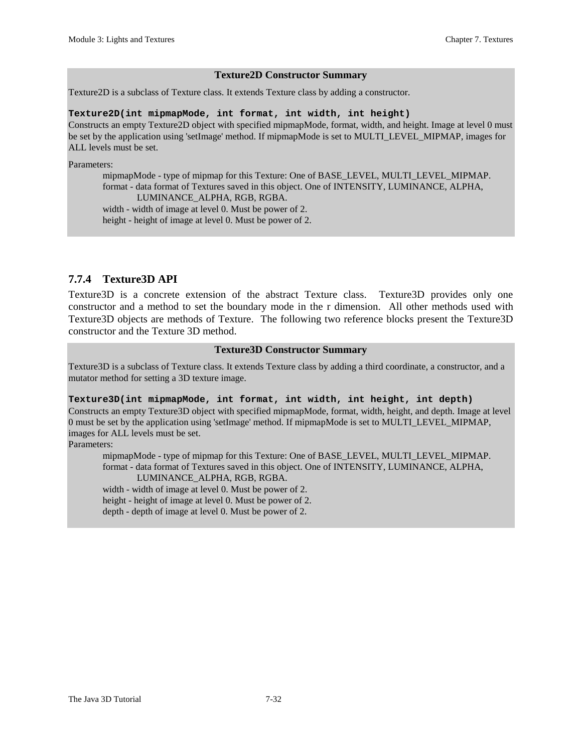**Texture2D Constructor Summary**

Texture2D is a subclass of Texture class. It extends Texture class by adding a constructor.

**`Texture2D(int mipmapMode, int format, int width, int height)`**

Constructs an empty Texture2D object with specified mipmapMode, format, width, and height. Image at level 0 must be set by the application using 'setImage' method. If mipmapMode is set to MULTI_LEVEL_MIPMAP, images for ALL levels must be set.

Parameters:

- mipmapMode - type of mipmap for this Texture: One of BASE_LEVEL, MULTI_LEVEL_MIPMAP.
- format - data format of Textures saved in this object. One of INTENSITY, LUMINANCE, ALPHA, LUMINANCE_ALPHA, RGB, RGBA.
- width - width of image at level 0. Must be power of 2.
- height - height of image at level 0. Must be power of 2.

### 7.7.4 Texture3D API

Texture3D is a concrete extension of the abstract Texture class. Texture3D provides only one constructor and a method to set the boundary mode in the r dimension. All other methods used with Texture3D objects are methods of Texture. The following two reference blocks present the Texture3D constructor and the Texture 3D method.

**Texture3D Constructor Summary**

Texture3D is a subclass of Texture class. It extends Texture class by adding a third coordinate, a constructor, and a mutator method for setting a 3D texture image.

**`Texture3D(int mipmapMode, int format, int width, int height, int depth)`**

Constructs an empty Texture3D object with specified mipmapMode, format, width, height, and depth. Image at level 0 must be set by the application using 'setImage' method. If mipmapMode is set to MULTI_LEVEL_MIPMAP, images for ALL levels must be set.

Parameters:

- mipmapMode - type of mipmap for this Texture: One of BASE_LEVEL, MULTI_LEVEL_MIPMAP.
- format - data format of Textures saved in this object. One of INTENSITY, LUMINANCE, ALPHA, LUMINANCE_ALPHA, RGB, RGBA.
- width - width of image at level 0. Must be power of 2.
- height - height of image at level 0. Must be power of 2.
- depth - depth of image at level 0. Must be power of 2.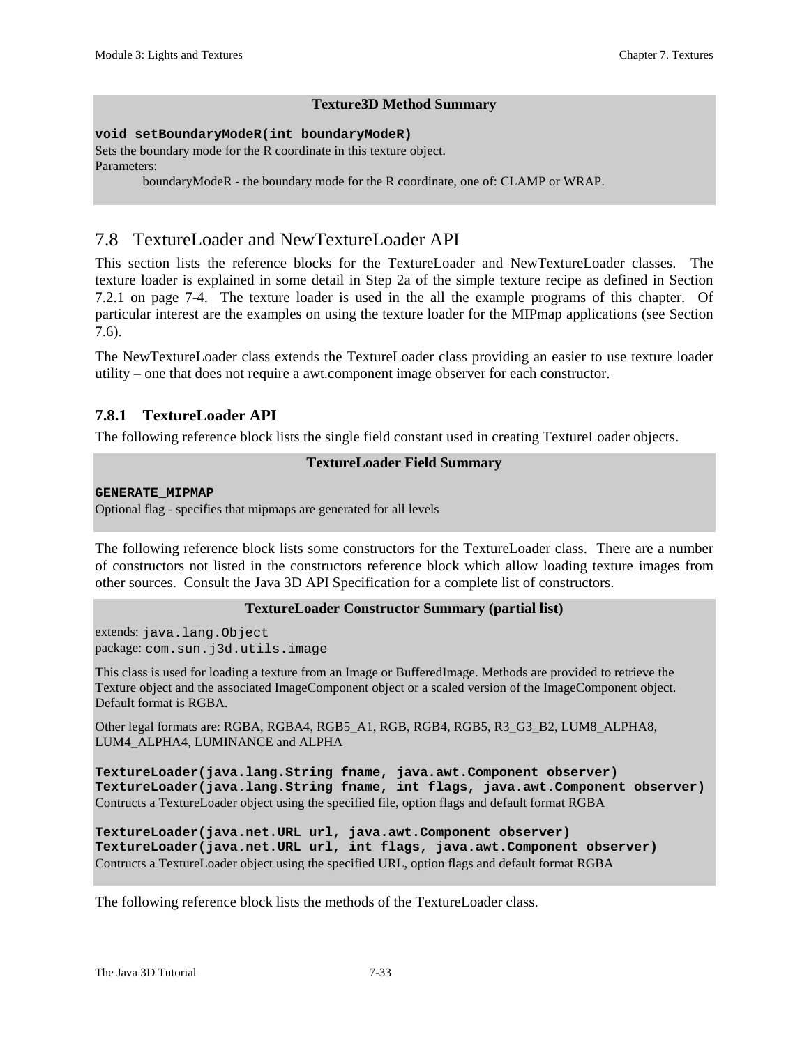**Texture3D Method Summary**

**`void setBoundaryModeR(int boundaryModeR)`**
Sets the boundary mode for the R coordinate in this texture object.
Parameters:
boundaryModeR - the boundary mode for the R coordinate, one of: CLAMP or WRAP.

## 7.8 TextureLoader and NewTextureLoader API

This section lists the reference blocks for the TextureLoader and NewTextureLoader classes. The texture loader is explained in some detail in Step 2a of the simple texture recipe as defined in Section 7.2.1 on page 7-4. The texture loader is used in the all the example programs of this chapter. Of particular interest are the examples on using the texture loader for the MIPmap applications (see Section 7.6).

The NewTextureLoader class extends the TextureLoader class providing an easier to use texture loader utility – one that does not require a awt.component image observer for each constructor.

### 7.8.1 TextureLoader API

The following reference block lists the single field constant used in creating TextureLoader objects.

**TextureLoader Field Summary**

**`GENERATE_MIPMAP`**
Optional flag - specifies that mipmaps are generated for all levels

The following reference block lists some constructors for the TextureLoader class. There are a number of constructors not listed in the constructors reference block which allow loading texture images from other sources. Consult the Java 3D API Specification for a complete list of constructors.

**TextureLoader Constructor Summary (partial list)**

extends: `java.lang.Object`
package: `com.sun.j3d.utils.image`

This class is used for loading a texture from an Image or BufferedImage. Methods are provided to retrieve the Texture object and the associated ImageComponent object or a scaled version of the ImageComponent object. Default format is RGBA.

Other legal formats are: RGBA, RGBA4, RGB5_A1, RGB, RGB4, RGB5, R3_G3_B2, LUM8_ALPHA8, LUM4_ALPHA4, LUMINANCE and ALPHA

**`TextureLoader(java.lang.String fname, java.awt.Component observer)`**
**`TextureLoader(java.lang.String fname, int flags, java.awt.Component observer)`**
Contructs a TextureLoader object using the specified file, option flags and default format RGBA

**`TextureLoader(java.net.URL url, java.awt.Component observer)`**
**`TextureLoader(java.net.URL url, int flags, java.awt.Component observer)`**
Contructs a TextureLoader object using the specified URL, option flags and default format RGBA

The following reference block lists the methods of the TextureLoader class.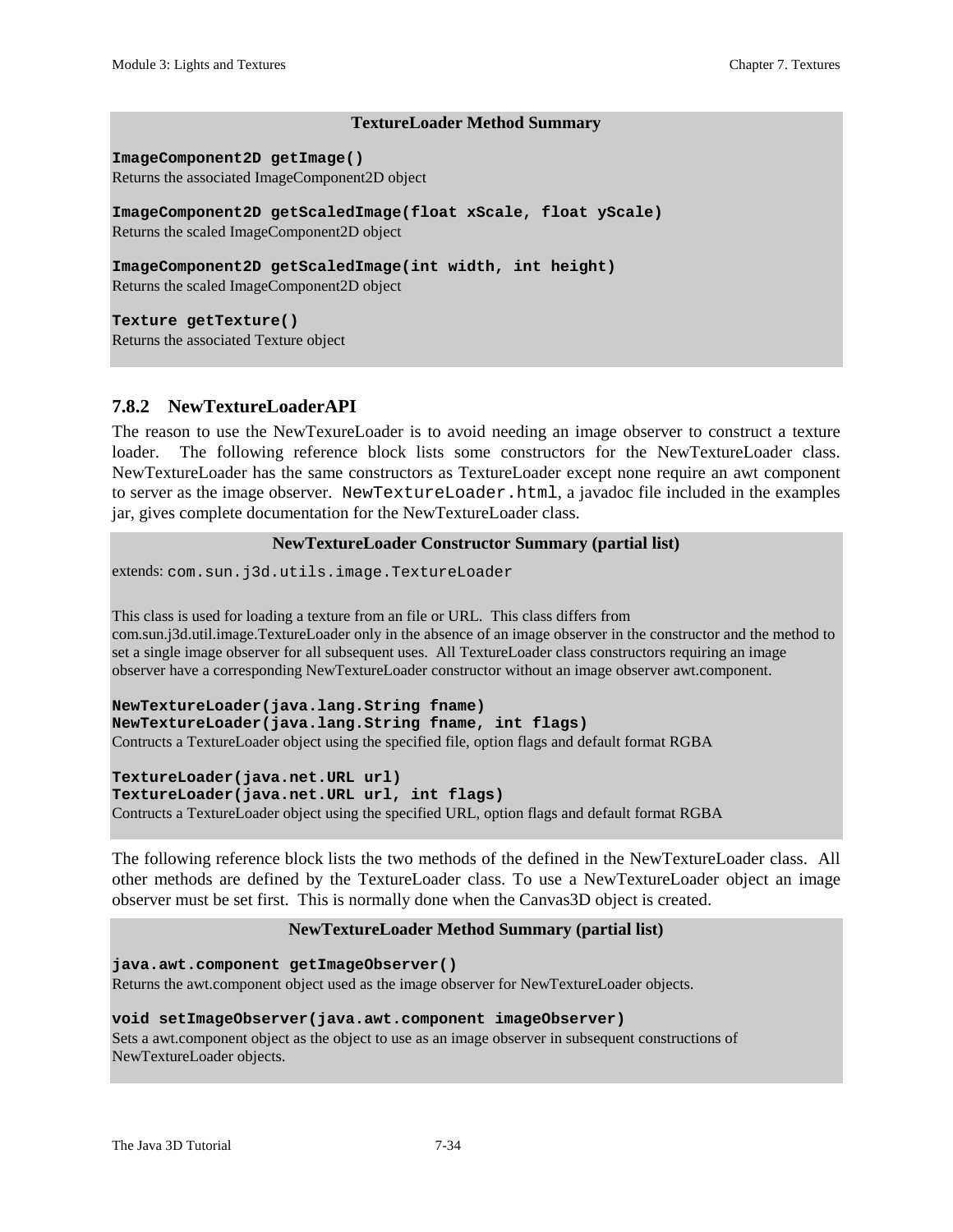**TextureLoader Method Summary**

**`ImageComponent2D getImage()`**
Returns the associated ImageComponent2D object

**`ImageComponent2D getScaledImage(float xScale, float yScale)`**
Returns the scaled ImageComponent2D object

**`ImageComponent2D getScaledImage(int width, int height)`**
Returns the scaled ImageComponent2D object

**`Texture getTexture()`**
Returns the associated Texture object

### 7.8.2 NewTextureLoaderAPI

The reason to use the NewTexureLoader is to avoid needing an image observer to construct a texture loader. The following reference block lists some constructors for the NewTextureLoader class. NewTextureLoader has the same constructors as TextureLoader except none require an awt component to server as the image observer. `NewTextureLoader.html`, a javadoc file included in the examples jar, gives complete documentation for the NewTextureLoader class.

**NewTextureLoader Constructor Summary (partial list)**

extends: `com.sun.j3d.utils.image.TextureLoader`

This class is used for loading a texture from an file or URL. This class differs from com.sun.j3d.util.image.TextureLoader only in the absence of an image observer in the constructor and the method to set a single image observer for all subsequent uses. All TextureLoader class constructors requiring an image observer have a corresponding NewTextureLoader constructor without an image observer awt.component.

**`NewTextureLoader(java.lang.String fname)`**
**`NewTextureLoader(java.lang.String fname, int flags)`**
Contructs a TextureLoader object using the specified file, option flags and default format RGBA

**`TextureLoader(java.net.URL url)`**
**`TextureLoader(java.net.URL url, int flags)`**
Contructs a TextureLoader object using the specified URL, option flags and default format RGBA

The following reference block lists the two methods of the defined in the NewTextureLoader class. All other methods are defined by the TextureLoader class. To use a NewTextureLoader object an image observer must be set first. This is normally done when the Canvas3D object is created.

**NewTextureLoader Method Summary (partial list)**

**`java.awt.component getImageObserver()`**
Returns the awt.component object used as the image observer for NewTextureLoader objects.

**`void setImageObserver(java.awt.component imageObserver)`**
Sets a awt.component object as the object to use as an image observer in subsequent constructions of NewTextureLoader objects.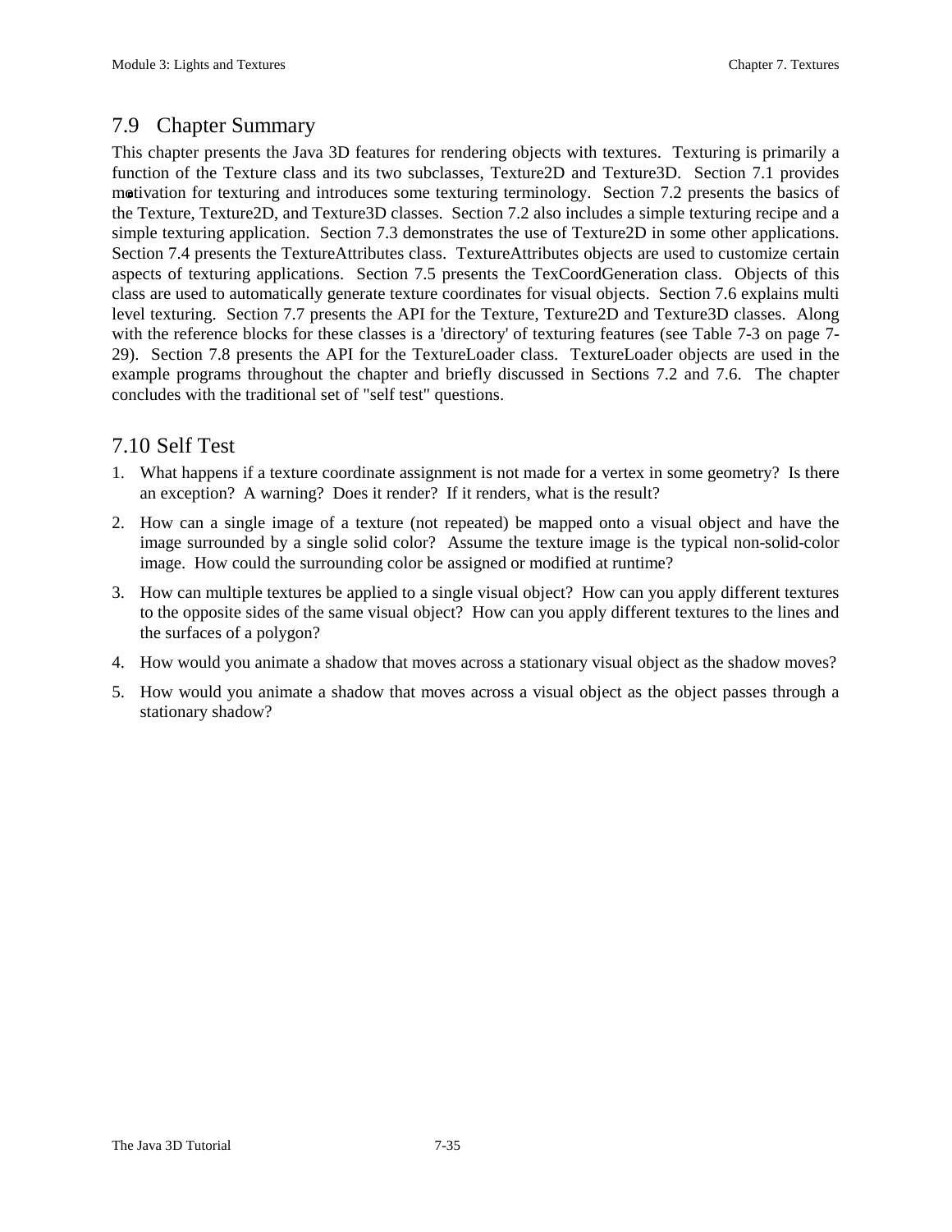## 7.9 Chapter Summary

This chapter presents the Java 3D features for rendering objects with textures. Texturing is primarily a function of the Texture class and its two subclasses, Texture2D and Texture3D. Section 7.1 provides motivation for texturing and introduces some texturing terminology. Section 7.2 presents the basics of the Texture, Texture2D, and Texture3D classes. Section 7.2 also includes a simple texturing recipe and a simple texturing application. Section 7.3 demonstrates the use of Texture2D in some other applications. Section 7.4 presents the TextureAttributes class. TextureAttributes objects are used to customize certain aspects of texturing applications. Section 7.5 presents the TexCoordGeneration class. Objects of this class are used to automatically generate texture coordinates for visual objects. Section 7.6 explains multi level texturing. Section 7.7 presents the API for the Texture, Texture2D and Texture3D classes. Along with the reference blocks for these classes is a 'directory' of texturing features (see Table 7-3 on page 7-29). Section 7.8 presents the API for the TextureLoader class. TextureLoader objects are used in the example programs throughout the chapter and briefly discussed in Sections 7.2 and 7.6. The chapter concludes with the traditional set of "self test" questions.

## 7.10 Self Test

1. What happens if a texture coordinate assignment is not made for a vertex in some geometry? Is there an exception? A warning? Does it render? If it renders, what is the result?
2. How can a single image of a texture (not repeated) be mapped onto a visual object and have the image surrounded by a single solid color? Assume the texture image is the typical non-solid-color image. How could the surrounding color be assigned or modified at runtime?
3. How can multiple textures be applied to a single visual object? How can you apply different textures to the opposite sides of the same visual object? How can you apply different textures to the lines and the surfaces of a polygon?
4. How would you animate a shadow that moves across a stationary visual object as the shadow moves?
5. How would you animate a shadow that moves across a visual object as the object passes through a stationary shadow?